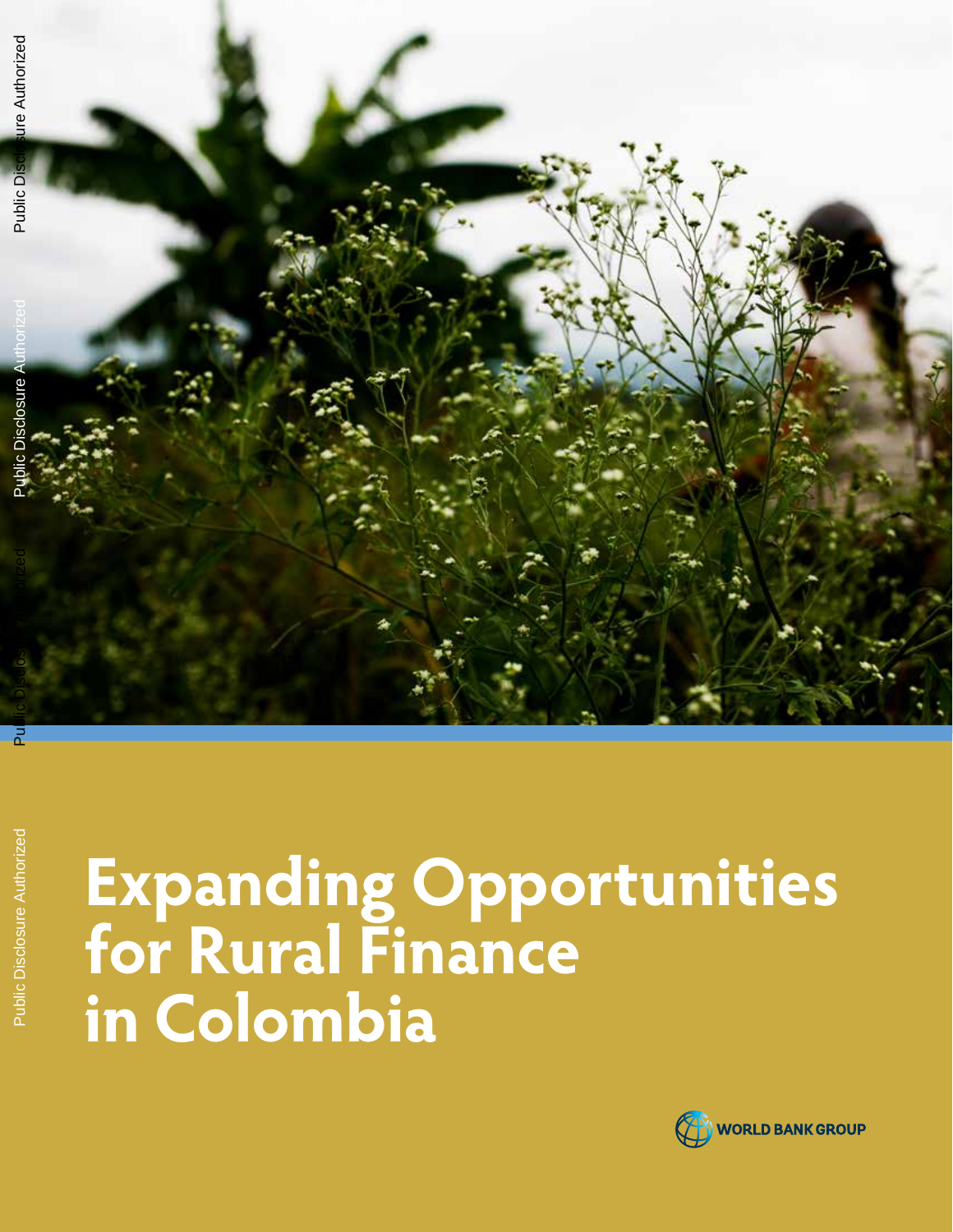# Expanding Opportunities for Rural Finance in Colombia

WORLD BANK GROUP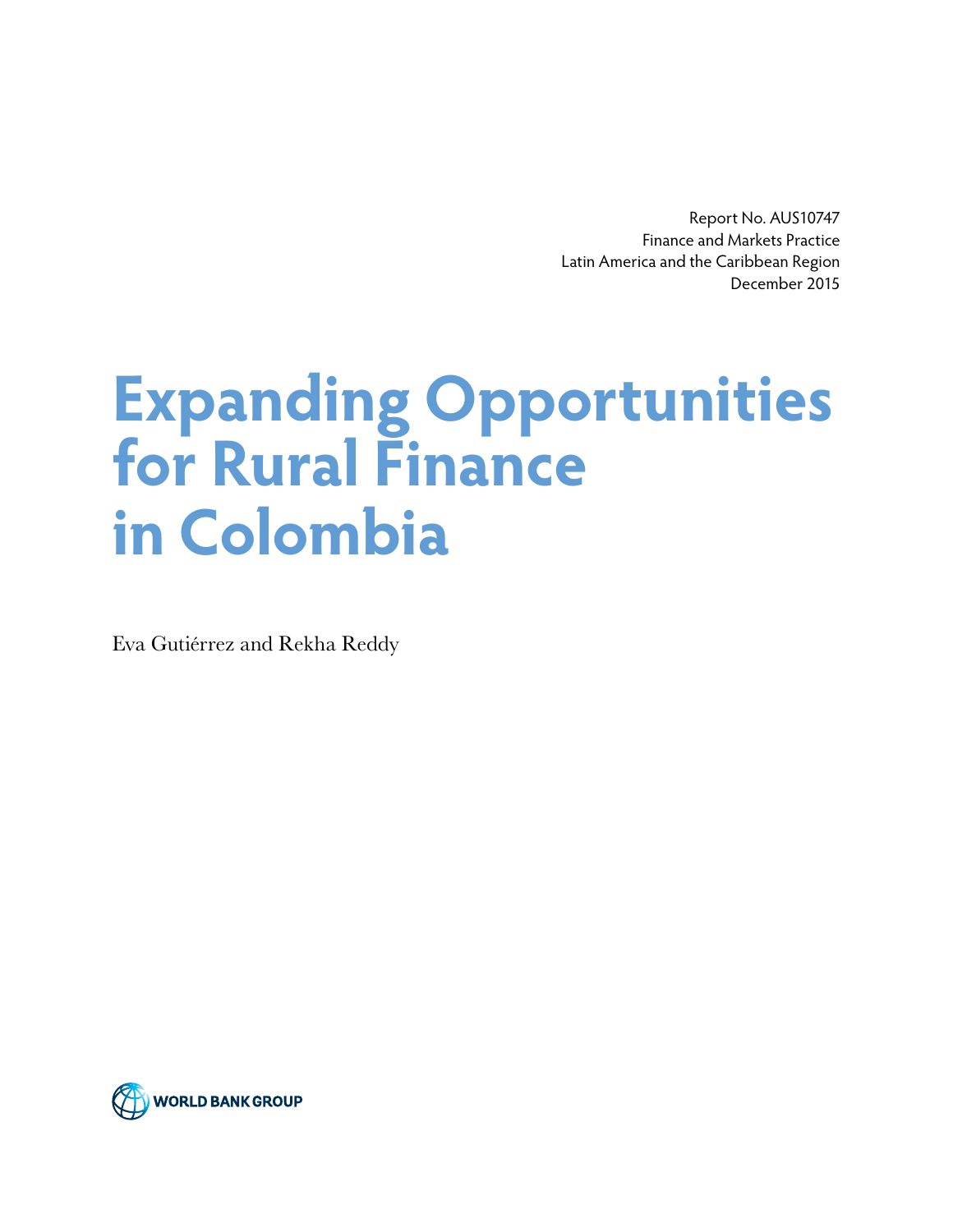Report No. AUS10747
Finance and Markets Practice
Latin America and the Caribbean Region
December 2015

# Expanding Opportunities for Rural Finance in Colombia

Eva Gutiérrez and Rekha Reddy

WORLD BANK GROUP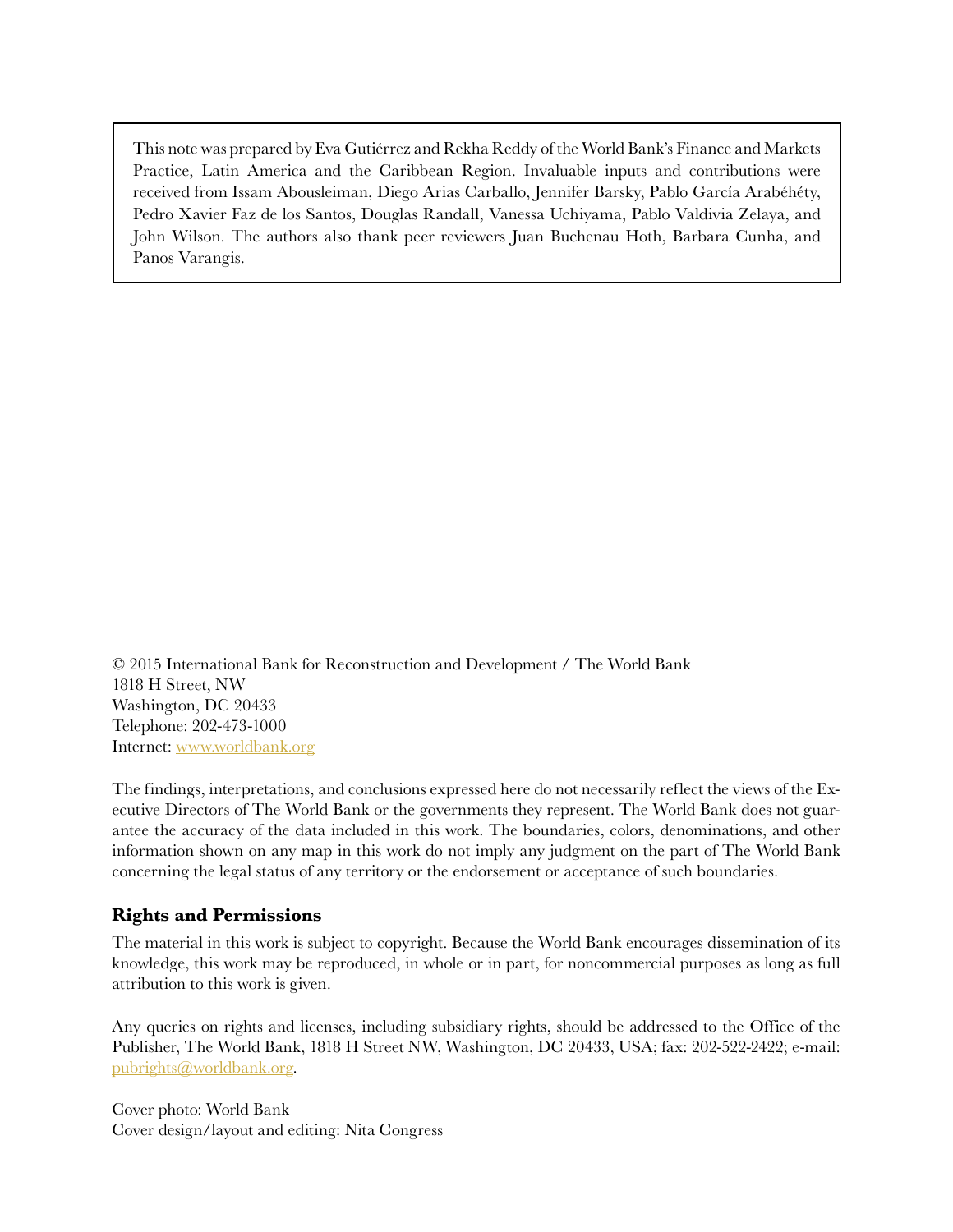This note was prepared by Eva Gutiérrez and Rekha Reddy of the World Bank's Finance and Markets Practice, Latin America and the Caribbean Region. Invaluable inputs and contributions were received from Issam Abousleiman, Diego Arias Carballo, Jennifer Barsky, Pablo García Arabéhéty, Pedro Xavier Faz de los Santos, Douglas Randall, Vanessa Uchiyama, Pablo Valdivia Zelaya, and John Wilson. The authors also thank peer reviewers Juan Buchenau Hoth, Barbara Cunha, and Panos Varangis.

© 2015 International Bank for Reconstruction and Development / The World Bank
1818 H Street, NW
Washington, DC 20433
Telephone: 202-473-1000
Internet: www.worldbank.org

The findings, interpretations, and conclusions expressed here do not necessarily reflect the views of the Executive Directors of The World Bank or the governments they represent. The World Bank does not guarantee the accuracy of the data included in this work. The boundaries, colors, denominations, and other information shown on any map in this work do not imply any judgment on the part of The World Bank concerning the legal status of any territory or the endorsement or acceptance of such boundaries.

### Rights and Permissions

The material in this work is subject to copyright. Because the World Bank encourages dissemination of its knowledge, this work may be reproduced, in whole or in part, for noncommercial purposes as long as full attribution to this work is given.

Any queries on rights and licenses, including subsidiary rights, should be addressed to the Office of the Publisher, The World Bank, 1818 H Street NW, Washington, DC 20433, USA; fax: 202-522-2422; e-mail: pubrights@worldbank.org.

Cover photo: World Bank
Cover design/layout and editing: Nita Congress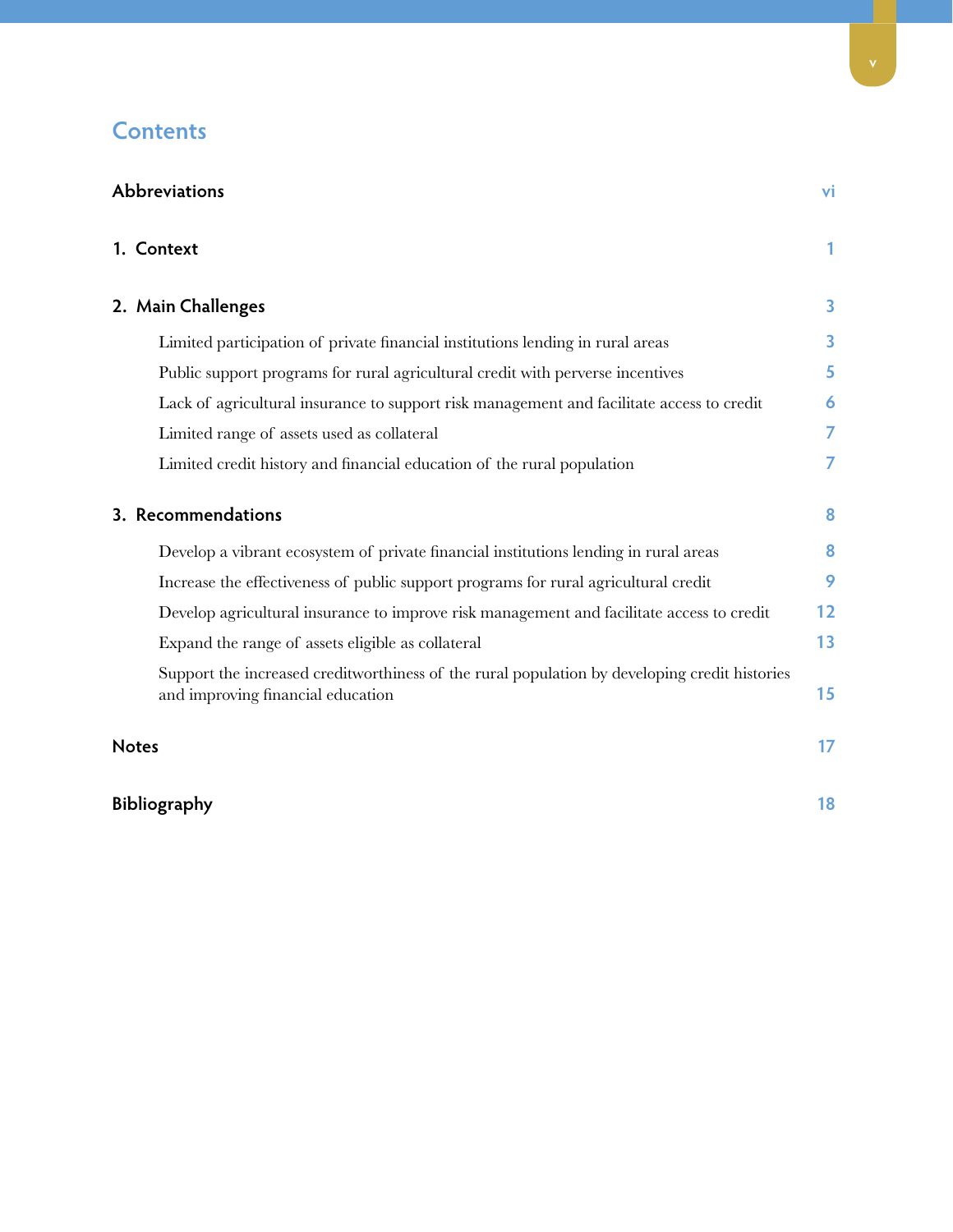# Contents

| | |
|---|---|
| **Abbreviations** | vi |
| **1. Context** | 1 |
| **2. Main Challenges** | 3 |
| Limited participation of private financial institutions lending in rural areas | 3 |
| Public support programs for rural agricultural credit with perverse incentives | 5 |
| Lack of agricultural insurance to support risk management and facilitate access to credit | 6 |
| Limited range of assets used as collateral | 7 |
| Limited credit history and financial education of the rural population | 7 |
| **3. Recommendations** | 8 |
| Develop a vibrant ecosystem of private financial institutions lending in rural areas | 8 |
| Increase the effectiveness of public support programs for rural agricultural credit | 9 |
| Develop agricultural insurance to improve risk management and facilitate access to credit | 12 |
| Expand the range of assets eligible as collateral | 13 |
| Support the increased creditworthiness of the rural population by developing credit histories and improving financial education | 15 |
| **Notes** | 17 |
| **Bibliography** | 18 |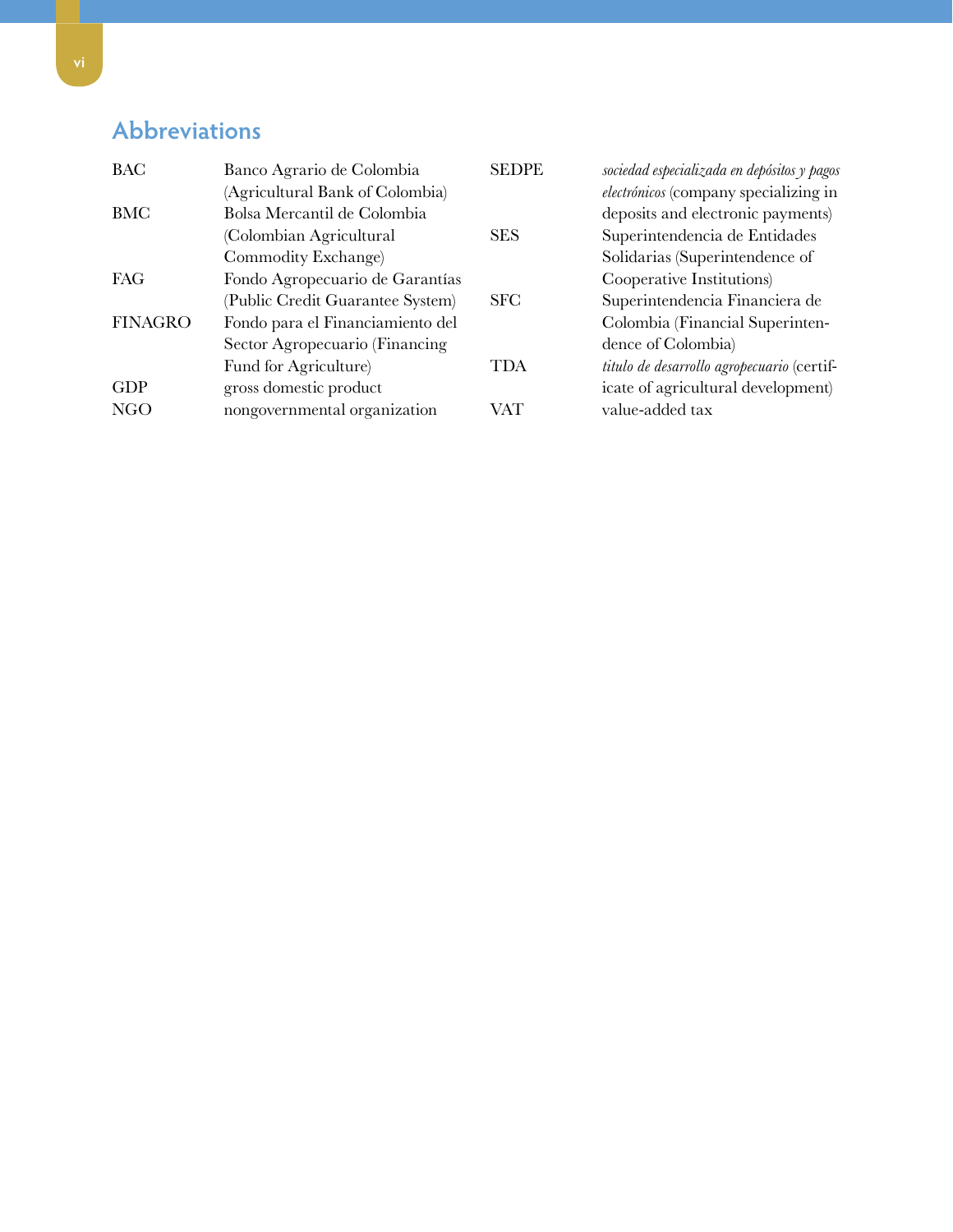## Abbreviations

| | |
|---|---|
| BAC | Banco Agrario de Colombia (Agricultural Bank of Colombia) |
| BMC | Bolsa Mercantil de Colombia (Colombian Agricultural Commodity Exchange) |
| FAG | Fondo Agropecuario de Garantías (Public Credit Guarantee System) |
| FINAGRO | Fondo para el Financiamiento del Sector Agropecuario (Financing Fund for Agriculture) |
| GDP | gross domestic product |
| NGO | nongovernmental organization |
| SEDPE | *sociedad especializada en depósitos y pagos electrónicos* (company specializing in deposits and electronic payments) |
| SES | Superintendencia de Entidades Solidarias (Superintendence of Cooperative Institutions) |
| SFC | Superintendencia Financiera de Colombia (Financial Superintendence of Colombia) |
| TDA | *título de desarrollo agropecuario* (certificate of agricultural development) |
| VAT | value-added tax |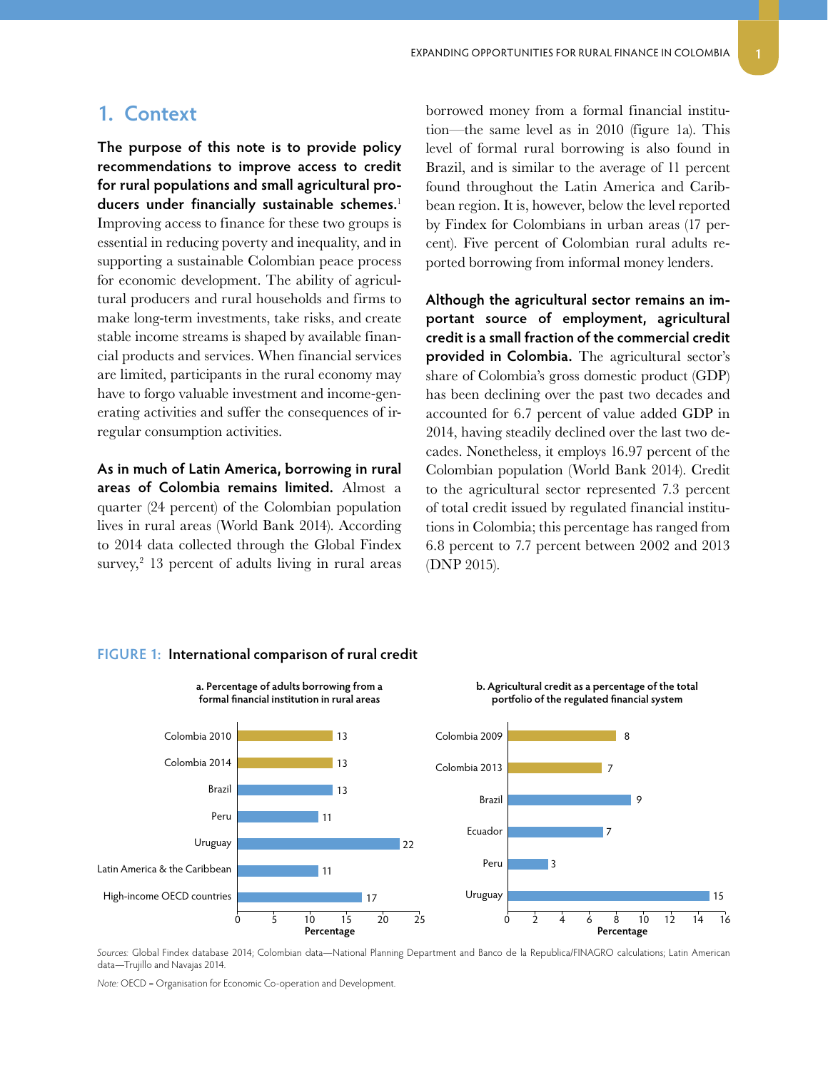## 1. Context

**The purpose of this note is to provide policy recommendations to improve access to credit for rural populations and small agricultural producers under financially sustainable schemes.**[1] Improving access to finance for these two groups is essential in reducing poverty and inequality, and in supporting a sustainable Colombian peace process for economic development. The ability of agricultural producers and rural households and firms to make long-term investments, take risks, and create stable income streams is shaped by available financial products and services. When financial services are limited, participants in the rural economy may have to forgo valuable investment and income-generating activities and suffer the consequences of irregular consumption activities.

**As in much of Latin America, borrowing in rural areas of Colombia remains limited.** Almost a quarter (24 percent) of the Colombian population lives in rural areas (World Bank 2014). According to 2014 data collected through the Global Findex survey,[2] 13 percent of adults living in rural areas borrowed money from a formal financial institution—the same level as in 2010 (figure 1a). This level of formal rural borrowing is also found in Brazil, and is similar to the average of 11 percent found throughout the Latin America and Caribbean region. It is, however, below the level reported by Findex for Colombians in urban areas (17 percent). Five percent of Colombian rural adults reported borrowing from informal money lenders.

**Although the agricultural sector remains an important source of employment, agricultural credit is a small fraction of the commercial credit provided in Colombia.** The agricultural sector's share of Colombia's gross domestic product (GDP) has been declining over the past two decades and accounted for 6.7 percent of value added GDP in 2014, having steadily declined over the last two decades. Nonetheless, it employs 16.97 percent of the Colombian population (World Bank 2014). Credit to the agricultural sector represented 7.3 percent of total credit issued by regulated financial institutions in Colombia; this percentage has ranged from 6.8 percent to 7.7 percent between 2002 and 2013 (DNP 2015).

**FIGURE 1: International comparison of rural credit**

**a. Percentage of adults borrowing from a formal financial institution in rural areas**

| Country | Percentage |
|---|---|
| Colombia 2010 | 13 |
| Colombia 2014 | 13 |
| Brazil | 13 |
| Peru | 11 |
| Uruguay | 22 |
| Latin America & the Caribbean | 11 |
| High-income OECD countries | 17 |

**b. Agricultural credit as a percentage of the total portfolio of the regulated financial system**

| Country | Percentage |
|---|---|
| Colombia 2009 | 8 |
| Colombia 2013 | 7 |
| Brazil | 9 |
| Ecuador | 7 |
| Peru | 3 |
| Uruguay | 15 |

*Sources:* Global Findex database 2014; Colombian data—National Planning Department and Banco de la Republica/FINAGRO calculations; Latin American data—Trujillo and Navajas 2014.

*Note:* OECD = Organisation for Economic Co-operation and Development.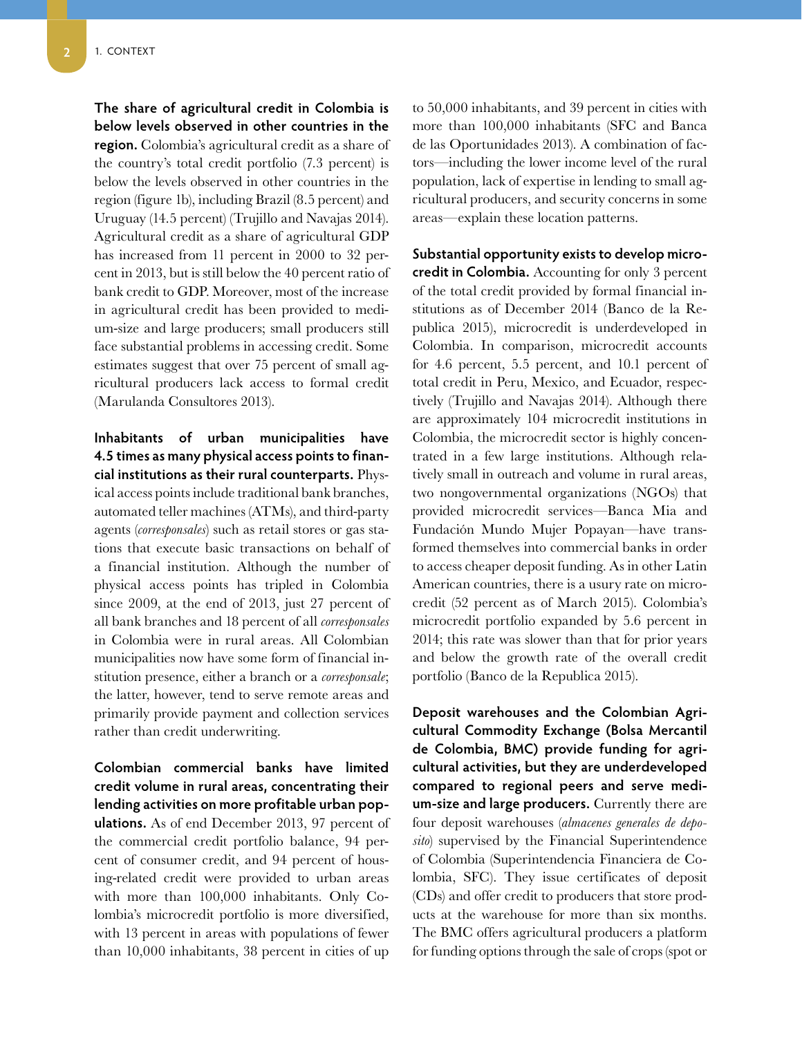**The share of agricultural credit in Colombia is below levels observed in other countries in the region.** Colombia's agricultural credit as a share of the country's total credit portfolio (7.3 percent) is below the levels observed in other countries in the region (figure 1b), including Brazil (8.5 percent) and Uruguay (14.5 percent) (Trujillo and Navajas 2014). Agricultural credit as a share of agricultural GDP has increased from 11 percent in 2000 to 32 percent in 2013, but is still below the 40 percent ratio of bank credit to GDP. Moreover, most of the increase in agricultural credit has been provided to medium-size and large producers; small producers still face substantial problems in accessing credit. Some estimates suggest that over 75 percent of small agricultural producers lack access to formal credit (Marulanda Consultores 2013).

**Inhabitants of urban municipalities have 4.5 times as many physical access points to financial institutions as their rural counterparts.** Physical access points include traditional bank branches, automated teller machines (ATMs), and third-party agents (*corresponsales*) such as retail stores or gas stations that execute basic transactions on behalf of a financial institution. Although the number of physical access points has tripled in Colombia since 2009, at the end of 2013, just 27 percent of all bank branches and 18 percent of all *corresponsales* in Colombia were in rural areas. All Colombian municipalities now have some form of financial institution presence, either a branch or a *corresponsale*; the latter, however, tend to serve remote areas and primarily provide payment and collection services rather than credit underwriting.

**Colombian commercial banks have limited credit volume in rural areas, concentrating their lending activities on more profitable urban populations.** As of end December 2013, 97 percent of the commercial credit portfolio balance, 94 percent of consumer credit, and 94 percent of housing-related credit were provided to urban areas with more than 100,000 inhabitants. Only Colombia's microcredit portfolio is more diversified, with 13 percent in areas with populations of fewer than 10,000 inhabitants, 38 percent in cities of up to 50,000 inhabitants, and 39 percent in cities with more than 100,000 inhabitants (SFC and Banca de las Oportunidades 2013). A combination of factors—including the lower income level of the rural population, lack of expertise in lending to small agricultural producers, and security concerns in some areas—explain these location patterns.

**Substantial opportunity exists to develop microcredit in Colombia.** Accounting for only 3 percent of the total credit provided by formal financial institutions as of December 2014 (Banco de la Republica 2015), microcredit is underdeveloped in Colombia. In comparison, microcredit accounts for 4.6 percent, 5.5 percent, and 10.1 percent of total credit in Peru, Mexico, and Ecuador, respectively (Trujillo and Navajas 2014). Although there are approximately 104 microcredit institutions in Colombia, the microcredit sector is highly concentrated in a few large institutions. Although relatively small in outreach and volume in rural areas, two nongovernmental organizations (NGOs) that provided microcredit services—Banca Mia and Fundación Mundo Mujer Popayan—have transformed themselves into commercial banks in order to access cheaper deposit funding. As in other Latin American countries, there is a usury rate on microcredit (52 percent as of March 2015). Colombia's microcredit portfolio expanded by 5.6 percent in 2014; this rate was slower than that for prior years and below the growth rate of the overall credit portfolio (Banco de la Republica 2015).

**Deposit warehouses and the Colombian Agricultural Commodity Exchange (Bolsa Mercantil de Colombia, BMC) provide funding for agricultural activities, but they are underdeveloped compared to regional peers and serve medium-size and large producers.** Currently there are four deposit warehouses (*almacenes generales de deposito*) supervised by the Financial Superintendence of Colombia (Superintendencia Financiera de Colombia, SFC). They issue certificates of deposit (CDs) and offer credit to producers that store products at the warehouse for more than six months. The BMC offers agricultural producers a platform for funding options through the sale of crops (spot or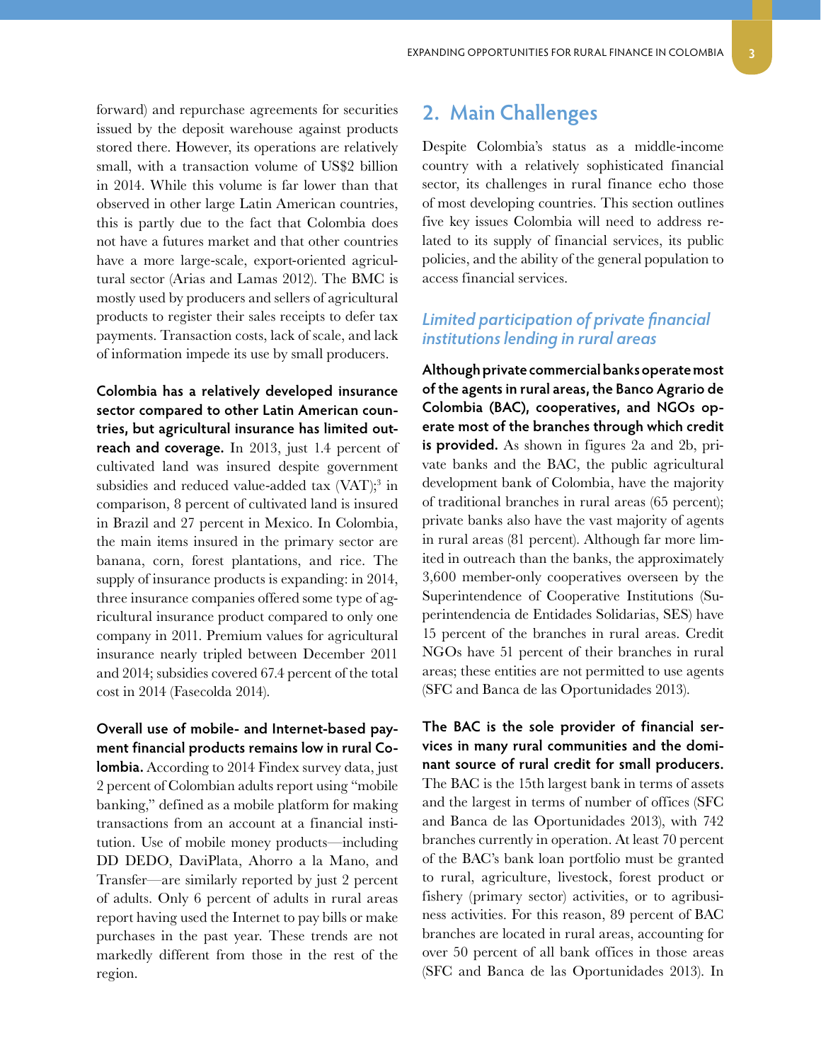forward) and repurchase agreements for securities issued by the deposit warehouse against products stored there. However, its operations are relatively small, with a transaction volume of US$2 billion in 2014. While this volume is far lower than that observed in other large Latin American countries, this is partly due to the fact that Colombia does not have a futures market and that other countries have a more large-scale, export-oriented agricultural sector (Arias and Lamas 2012). The BMC is mostly used by producers and sellers of agricultural products to register their sales receipts to defer tax payments. Transaction costs, lack of scale, and lack of information impede its use by small producers.

**Colombia has a relatively developed insurance sector compared to other Latin American countries, but agricultural insurance has limited outreach and coverage.** In 2013, just 1.4 percent of cultivated land was insured despite government subsidies and reduced value-added tax (VAT);[3] in comparison, 8 percent of cultivated land is insured in Brazil and 27 percent in Mexico. In Colombia, the main items insured in the primary sector are banana, corn, forest plantations, and rice. The supply of insurance products is expanding: in 2014, three insurance companies offered some type of agricultural insurance product compared to only one company in 2011. Premium values for agricultural insurance nearly tripled between December 2011 and 2014; subsidies covered 67.4 percent of the total cost in 2014 (Fasecolda 2014).

**Overall use of mobile- and Internet-based payment financial products remains low in rural Colombia.** According to 2014 Findex survey data, just 2 percent of Colombian adults report using "mobile banking," defined as a mobile platform for making transactions from an account at a financial institution. Use of mobile money products—including DD DEDO, DaviPlata, Ahorro a la Mano, and Transfer—are similarly reported by just 2 percent of adults. Only 6 percent of adults in rural areas report having used the Internet to pay bills or make purchases in the past year. These trends are not markedly different from those in the rest of the region.

## 2. Main Challenges

Despite Colombia's status as a middle-income country with a relatively sophisticated financial sector, its challenges in rural finance echo those of most developing countries. This section outlines five key issues Colombia will need to address related to its supply of financial services, its public policies, and the ability of the general population to access financial services.

### *Limited participation of private financial institutions lending in rural areas*

**Although private commercial banks operate most of the agents in rural areas, the Banco Agrario de Colombia (BAC), cooperatives, and NGOs operate most of the branches through which credit is provided.** As shown in figures 2a and 2b, private banks and the BAC, the public agricultural development bank of Colombia, have the majority of traditional branches in rural areas (65 percent); private banks also have the vast majority of agents in rural areas (81 percent). Although far more limited in outreach than the banks, the approximately 3,600 member-only cooperatives overseen by the Superintendence of Cooperative Institutions (Superintendencia de Entidades Solidarias, SES) have 15 percent of the branches in rural areas. Credit NGOs have 51 percent of their branches in rural areas; these entities are not permitted to use agents (SFC and Banca de las Oportunidades 2013).

**The BAC is the sole provider of financial services in many rural communities and the dominant source of rural credit for small producers.** The BAC is the 15th largest bank in terms of assets and the largest in terms of number of offices (SFC and Banca de las Oportunidades 2013), with 742 branches currently in operation. At least 70 percent of the BAC's bank loan portfolio must be granted to rural, agriculture, livestock, forest product or fishery (primary sector) activities, or to agribusiness activities. For this reason, 89 percent of BAC branches are located in rural areas, accounting for over 50 percent of all bank offices in those areas (SFC and Banca de las Oportunidades 2013). In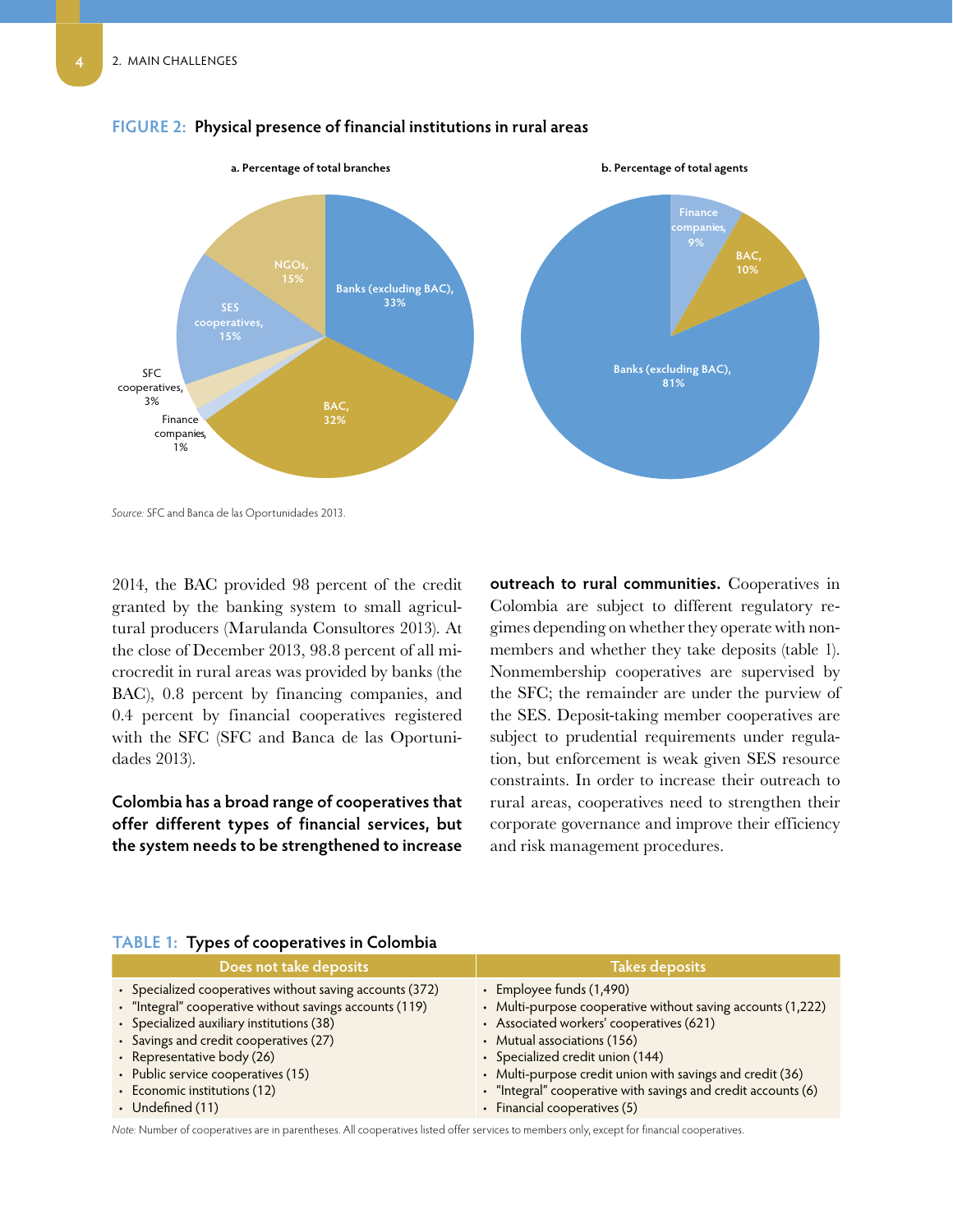**FIGURE 2: Physical presence of financial institutions in rural areas**

a. Percentage of total branches

- Banks (excluding BAC), 33%
- BAC, 32%
- Finance companies, 1%
- SFC cooperatives, 3%
- SES cooperatives, 15%
- NGOs, 15%

b. Percentage of total agents

- Finance companies, 9%
- BAC, 10%
- Banks (excluding BAC), 81%

*Source:* SFC and Banca de las Oportunidades 2013.

2014, the BAC provided 98 percent of the credit granted by the banking system to small agricultural producers (Marulanda Consultores 2013). At the close of December 2013, 98.8 percent of all microcredit in rural areas was provided by banks (the BAC), 0.8 percent by financing companies, and 0.4 percent by financial cooperatives registered with the SFC (SFC and Banca de las Oportunidades 2013).

**Colombia has a broad range of cooperatives that offer different types of financial services, but the system needs to be strengthened to increase outreach to rural communities.** Cooperatives in Colombia are subject to different regulatory regimes depending on whether they operate with nonmembers and whether they take deposits (table 1). Nonmembership cooperatives are supervised by the SFC; the remainder are under the purview of the SES. Deposit-taking member cooperatives are subject to prudential requirements under regulation, but enforcement is weak given SES resource constraints. In order to increase their outreach to rural areas, cooperatives need to strengthen their corporate governance and improve their efficiency and risk management procedures.

**TABLE 1: Types of cooperatives in Colombia**

| Does not take deposits | Takes deposits |
|---|---|
| • Specialized cooperatives without saving accounts (372) | • Employee funds (1,490) |
| • "Integral" cooperative without savings accounts (119) | • Multi-purpose cooperative without saving accounts (1,222) |
| • Specialized auxiliary institutions (38) | • Associated workers' cooperatives (621) |
| • Savings and credit cooperatives (27) | • Mutual associations (156) |
| • Representative body (26) | • Specialized credit union (144) |
| • Public service cooperatives (15) | • Multi-purpose credit union with savings and credit (36) |
| • Economic institutions (12) | • "Integral" cooperative with savings and credit accounts (6) |
| • Undefined (11) | • Financial cooperatives (5) |

*Note:* Number of cooperatives are in parentheses. All cooperatives listed offer services to members only, except for financial cooperatives.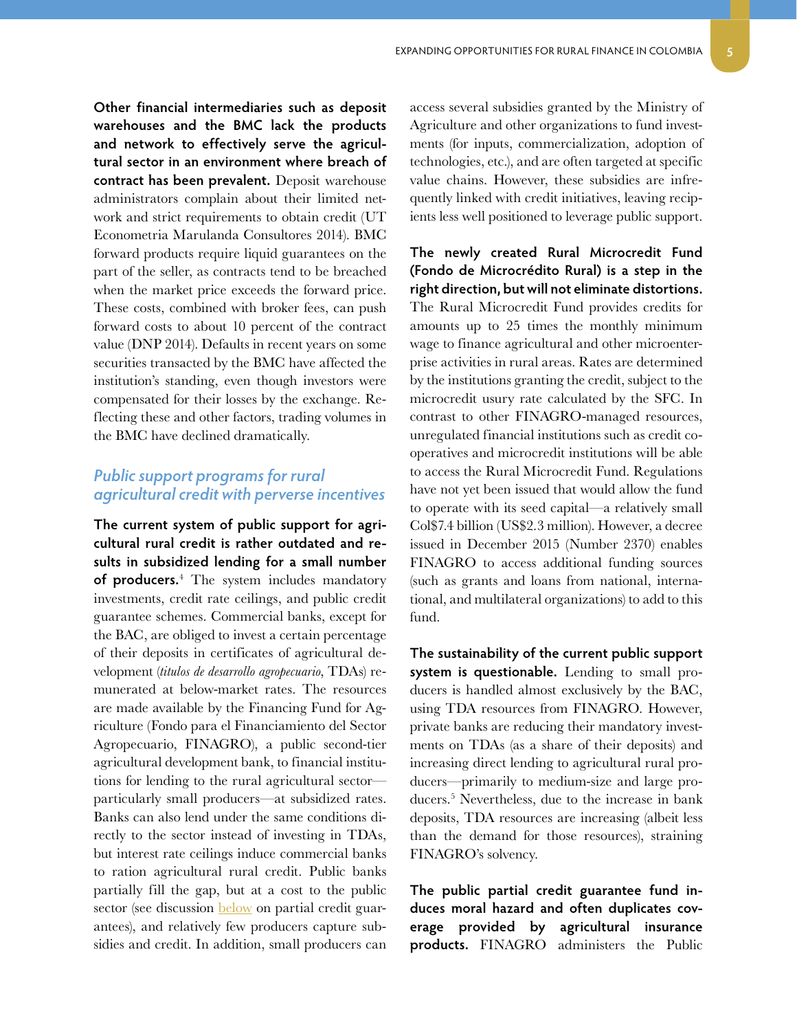**Other financial intermediaries such as deposit warehouses and the BMC lack the products and network to effectively serve the agricultural sector in an environment where breach of contract has been prevalent.** Deposit warehouse administrators complain about their limited network and strict requirements to obtain credit (UT Econometria Marulanda Consultores 2014). BMC forward products require liquid guarantees on the part of the seller, as contracts tend to be breached when the market price exceeds the forward price. These costs, combined with broker fees, can push forward costs to about 10 percent of the contract value (DNP 2014). Defaults in recent years on some securities transacted by the BMC have affected the institution's standing, even though investors were compensated for their losses by the exchange. Reflecting these and other factors, trading volumes in the BMC have declined dramatically.

### *Public support programs for rural agricultural credit with perverse incentives*

**The current system of public support for agricultural rural credit is rather outdated and results in subsidized lending for a small number of producers.**[4] The system includes mandatory investments, credit rate ceilings, and public credit guarantee schemes. Commercial banks, except for the BAC, are obliged to invest a certain percentage of their deposits in certificates of agricultural development (*titulos de desarrollo agropecuario*, TDAs) remunerated at below-market rates. The resources are made available by the Financing Fund for Agriculture (Fondo para el Financiamiento del Sector Agropecuario, FINAGRO), a public second-tier agricultural development bank, to financial institutions for lending to the rural agricultural sector—particularly small producers—at subsidized rates. Banks can also lend under the same conditions directly to the sector instead of investing in TDAs, but interest rate ceilings induce commercial banks to ration agricultural rural credit. Public banks partially fill the gap, but at a cost to the public sector (see discussion below on partial credit guarantees), and relatively few producers capture subsidies and credit. In addition, small producers can access several subsidies granted by the Ministry of Agriculture and other organizations to fund investments (for inputs, commercialization, adoption of technologies, etc.), and are often targeted at specific value chains. However, these subsidies are infrequently linked with credit initiatives, leaving recipients less well positioned to leverage public support.

**The newly created Rural Microcredit Fund (Fondo de Microcrédito Rural) is a step in the right direction, but will not eliminate distortions.** The Rural Microcredit Fund provides credits for amounts up to 25 times the monthly minimum wage to finance agricultural and other microenterprise activities in rural areas. Rates are determined by the institutions granting the credit, subject to the microcredit usury rate calculated by the SFC. In contrast to other FINAGRO-managed resources, unregulated financial institutions such as credit cooperatives and microcredit institutions will be able to access the Rural Microcredit Fund. Regulations have not yet been issued that would allow the fund to operate with its seed capital—a relatively small Col$7.4 billion (US$2.3 million). However, a decree issued in December 2015 (Number 2370) enables FINAGRO to access additional funding sources (such as grants and loans from national, international, and multilateral organizations) to add to this fund.

**The sustainability of the current public support system is questionable.** Lending to small producers is handled almost exclusively by the BAC, using TDA resources from FINAGRO. However, private banks are reducing their mandatory investments on TDAs (as a share of their deposits) and increasing direct lending to agricultural rural producers—primarily to medium-size and large producers.[5] Nevertheless, due to the increase in bank deposits, TDA resources are increasing (albeit less than the demand for those resources), straining FINAGRO's solvency.

**The public partial credit guarantee fund induces moral hazard and often duplicates coverage provided by agricultural insurance products.** FINAGRO administers the Public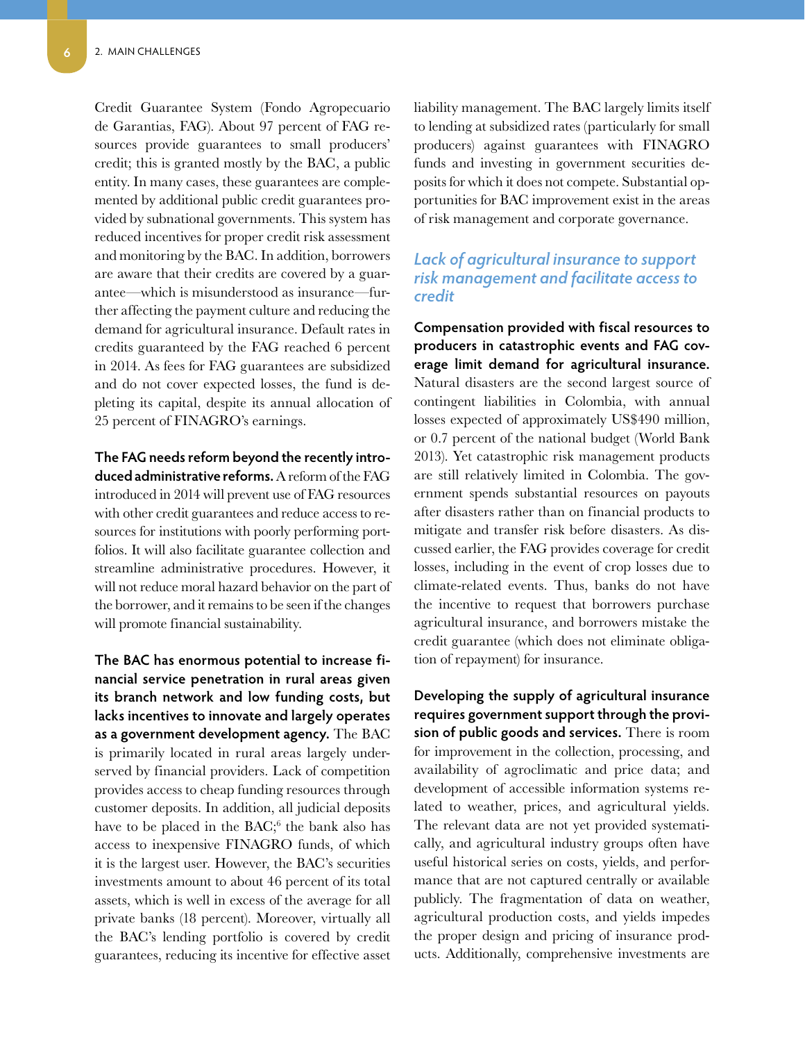Credit Guarantee System (Fondo Agropecuario de Garantias, FAG). About 97 percent of FAG resources provide guarantees to small producers' credit; this is granted mostly by the BAC, a public entity. In many cases, these guarantees are complemented by additional public credit guarantees provided by subnational governments. This system has reduced incentives for proper credit risk assessment and monitoring by the BAC. In addition, borrowers are aware that their credits are covered by a guarantee—which is misunderstood as insurance—further affecting the payment culture and reducing the demand for agricultural insurance. Default rates in credits guaranteed by the FAG reached 6 percent in 2014. As fees for FAG guarantees are subsidized and do not cover expected losses, the fund is depleting its capital, despite its annual allocation of 25 percent of FINAGRO's earnings.

**The FAG needs reform beyond the recently introduced administrative reforms.** A reform of the FAG introduced in 2014 will prevent use of FAG resources with other credit guarantees and reduce access to resources for institutions with poorly performing portfolios. It will also facilitate guarantee collection and streamline administrative procedures. However, it will not reduce moral hazard behavior on the part of the borrower, and it remains to be seen if the changes will promote financial sustainability.

**The BAC has enormous potential to increase financial service penetration in rural areas given its branch network and low funding costs, but lacks incentives to innovate and largely operates as a government development agency.** The BAC is primarily located in rural areas largely underserved by financial providers. Lack of competition provides access to cheap funding resources through customer deposits. In addition, all judicial deposits have to be placed in the BAC;[6] the bank also has access to inexpensive FINAGRO funds, of which it is the largest user. However, the BAC's securities investments amount to about 46 percent of its total assets, which is well in excess of the average for all private banks (18 percent). Moreover, virtually all the BAC's lending portfolio is covered by credit guarantees, reducing its incentive for effective asset liability management. The BAC largely limits itself to lending at subsidized rates (particularly for small producers) against guarantees with FINAGRO funds and investing in government securities deposits for which it does not compete. Substantial opportunities for BAC improvement exist in the areas of risk management and corporate governance.

### *Lack of agricultural insurance to support risk management and facilitate access to credit*

**Compensation provided with fiscal resources to producers in catastrophic events and FAG coverage limit demand for agricultural insurance.** Natural disasters are the second largest source of contingent liabilities in Colombia, with annual losses expected of approximately US$490 million, or 0.7 percent of the national budget (World Bank 2013). Yet catastrophic risk management products are still relatively limited in Colombia. The government spends substantial resources on payouts after disasters rather than on financial products to mitigate and transfer risk before disasters. As discussed earlier, the FAG provides coverage for credit losses, including in the event of crop losses due to climate-related events. Thus, banks do not have the incentive to request that borrowers purchase agricultural insurance, and borrowers mistake the credit guarantee (which does not eliminate obligation of repayment) for insurance.

**Developing the supply of agricultural insurance requires government support through the provision of public goods and services.** There is room for improvement in the collection, processing, and availability of agroclimatic and price data; and development of accessible information systems related to weather, prices, and agricultural yields. The relevant data are not yet provided systematically, and agricultural industry groups often have useful historical series on costs, yields, and performance that are not captured centrally or available publicly. The fragmentation of data on weather, agricultural production costs, and yields impedes the proper design and pricing of insurance products. Additionally, comprehensive investments are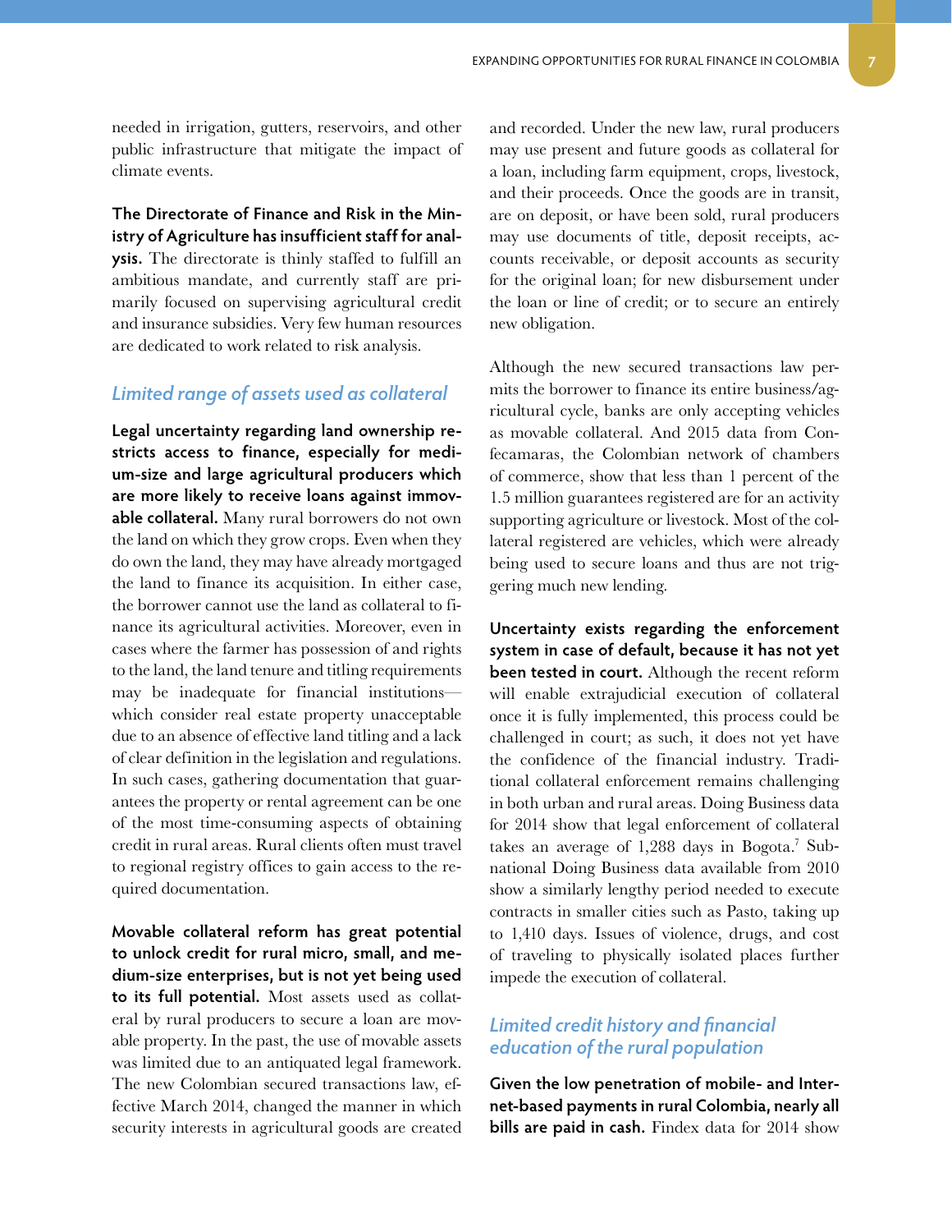needed in irrigation, gutters, reservoirs, and other public infrastructure that mitigate the impact of climate events.

**The Directorate of Finance and Risk in the Ministry of Agriculture has insufficient staff for analysis.** The directorate is thinly staffed to fulfill an ambitious mandate, and currently staff are primarily focused on supervising agricultural credit and insurance subsidies. Very few human resources are dedicated to work related to risk analysis.

### *Limited range of assets used as collateral*

**Legal uncertainty regarding land ownership restricts access to finance, especially for medium-size and large agricultural producers which are more likely to receive loans against immovable collateral.** Many rural borrowers do not own the land on which they grow crops. Even when they do own the land, they may have already mortgaged the land to finance its acquisition. In either case, the borrower cannot use the land as collateral to finance its agricultural activities. Moreover, even in cases where the farmer has possession of and rights to the land, the land tenure and titling requirements may be inadequate for financial institutions—which consider real estate property unacceptable due to an absence of effective land titling and a lack of clear definition in the legislation and regulations. In such cases, gathering documentation that guarantees the property or rental agreement can be one of the most time-consuming aspects of obtaining credit in rural areas. Rural clients often must travel to regional registry offices to gain access to the required documentation.

**Movable collateral reform has great potential to unlock credit for rural micro, small, and medium-size enterprises, but is not yet being used to its full potential.** Most assets used as collateral by rural producers to secure a loan are movable property. In the past, the use of movable assets was limited due to an antiquated legal framework. The new Colombian secured transactions law, effective March 2014, changed the manner in which security interests in agricultural goods are created and recorded. Under the new law, rural producers may use present and future goods as collateral for a loan, including farm equipment, crops, livestock, and their proceeds. Once the goods are in transit, are on deposit, or have been sold, rural producers may use documents of title, deposit receipts, accounts receivable, or deposit accounts as security for the original loan; for new disbursement under the loan or line of credit; or to secure an entirely new obligation.

Although the new secured transactions law permits the borrower to finance its entire business/agricultural cycle, banks are only accepting vehicles as movable collateral. And 2015 data from Confecamaras, the Colombian network of chambers of commerce, show that less than 1 percent of the 1.5 million guarantees registered are for an activity supporting agriculture or livestock. Most of the collateral registered are vehicles, which were already being used to secure loans and thus are not triggering much new lending.

**Uncertainty exists regarding the enforcement system in case of default, because it has not yet been tested in court.** Although the recent reform will enable extrajudicial execution of collateral once it is fully implemented, this process could be challenged in court; as such, it does not yet have the confidence of the financial industry. Traditional collateral enforcement remains challenging in both urban and rural areas. Doing Business data for 2014 show that legal enforcement of collateral takes an average of 1,288 days in Bogota.[7] Subnational Doing Business data available from 2010 show a similarly lengthy period needed to execute contracts in smaller cities such as Pasto, taking up to 1,410 days. Issues of violence, drugs, and cost of traveling to physically isolated places further impede the execution of collateral.

### *Limited credit history and financial education of the rural population*

**Given the low penetration of mobile- and Internet-based payments in rural Colombia, nearly all bills are paid in cash.** Findex data for 2014 show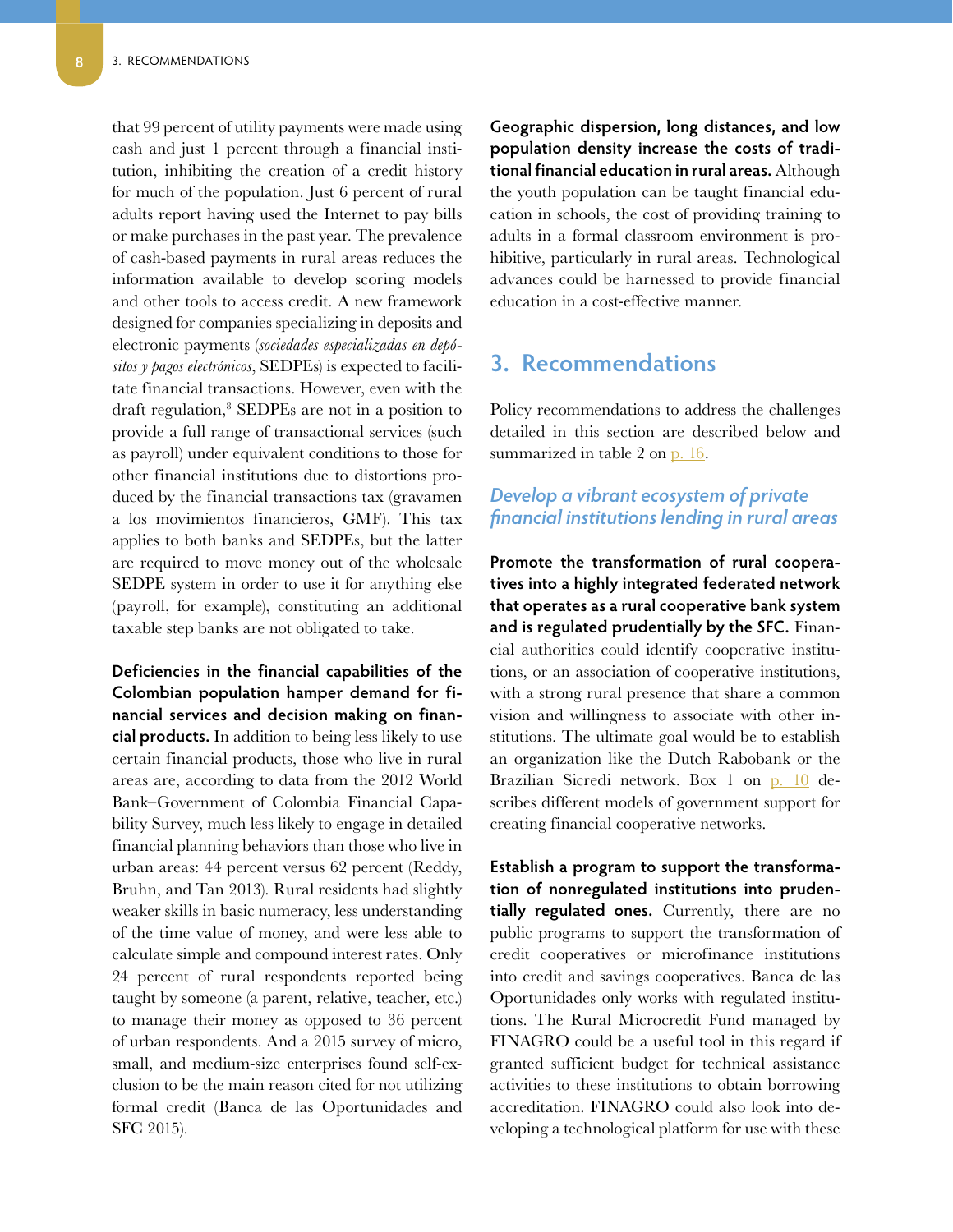that 99 percent of utility payments were made using cash and just 1 percent through a financial institution, inhibiting the creation of a credit history for much of the population. Just 6 percent of rural adults report having used the Internet to pay bills or make purchases in the past year. The prevalence of cash-based payments in rural areas reduces the information available to develop scoring models and other tools to access credit. A new framework designed for companies specializing in deposits and electronic payments (*sociedades especializadas en depósitos y pagos electrónicos*, SEDPEs) is expected to facilitate financial transactions. However, even with the draft regulation,[8] SEDPEs are not in a position to provide a full range of transactional services (such as payroll) under equivalent conditions to those for other financial institutions due to distortions produced by the financial transactions tax (gravamen a los movimientos financieros, GMF). This tax applies to both banks and SEDPEs, but the latter are required to move money out of the wholesale SEDPE system in order to use it for anything else (payroll, for example), constituting an additional taxable step banks are not obligated to take.

**Deficiencies in the financial capabilities of the Colombian population hamper demand for financial services and decision making on financial products.** In addition to being less likely to use certain financial products, those who live in rural areas are, according to data from the 2012 World Bank–Government of Colombia Financial Capability Survey, much less likely to engage in detailed financial planning behaviors than those who live in urban areas: 44 percent versus 62 percent (Reddy, Bruhn, and Tan 2013). Rural residents had slightly weaker skills in basic numeracy, less understanding of the time value of money, and were less able to calculate simple and compound interest rates. Only 24 percent of rural respondents reported being taught by someone (a parent, relative, teacher, etc.) to manage their money as opposed to 36 percent of urban respondents. And a 2015 survey of micro, small, and medium-size enterprises found self-exclusion to be the main reason cited for not utilizing formal credit (Banca de las Oportunidades and SFC 2015).

**Geographic dispersion, long distances, and low population density increase the costs of traditional financial education in rural areas.** Although the youth population can be taught financial education in schools, the cost of providing training to adults in a formal classroom environment is prohibitive, particularly in rural areas. Technological advances could be harnessed to provide financial education in a cost-effective manner.

## 3. Recommendations

Policy recommendations to address the challenges detailed in this section are described below and summarized in table 2 on p. 16.

### *Develop a vibrant ecosystem of private financial institutions lending in rural areas*

**Promote the transformation of rural cooperatives into a highly integrated federated network that operates as a rural cooperative bank system and is regulated prudentially by the SFC.** Financial authorities could identify cooperative institutions, or an association of cooperative institutions, with a strong rural presence that share a common vision and willingness to associate with other institutions. The ultimate goal would be to establish an organization like the Dutch Rabobank or the Brazilian Sicredi network. Box 1 on p. 10 describes different models of government support for creating financial cooperative networks.

**Establish a program to support the transformation of nonregulated institutions into prudentially regulated ones.** Currently, there are no public programs to support the transformation of credit cooperatives or microfinance institutions into credit and savings cooperatives. Banca de las Oportunidades only works with regulated institutions. The Rural Microcredit Fund managed by FINAGRO could be a useful tool in this regard if granted sufficient budget for technical assistance activities to these institutions to obtain borrowing accreditation. FINAGRO could also look into developing a technological platform for use with these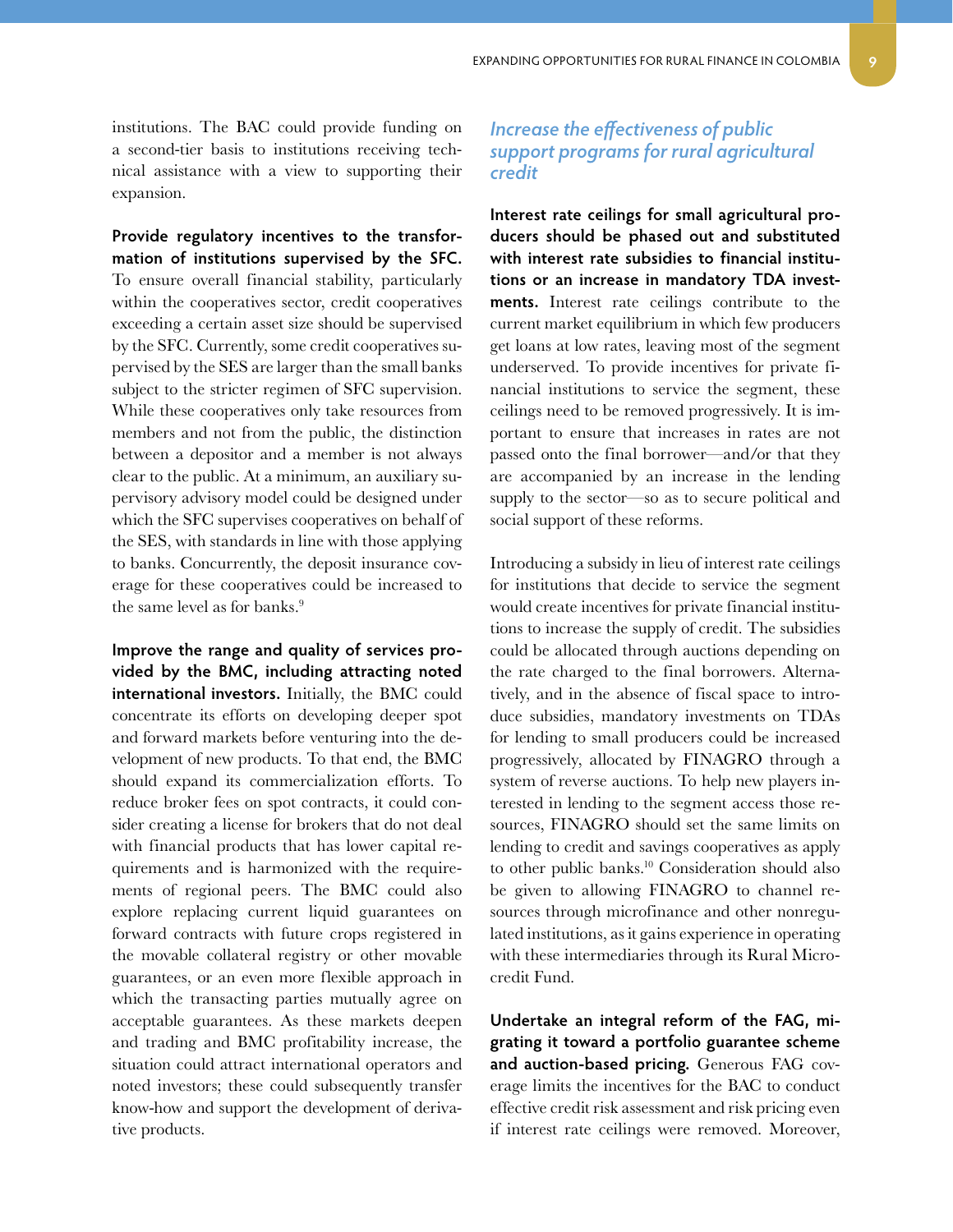institutions. The BAC could provide funding on a second-tier basis to institutions receiving technical assistance with a view to supporting their expansion.

**Provide regulatory incentives to the transformation of institutions supervised by the SFC.** To ensure overall financial stability, particularly within the cooperatives sector, credit cooperatives exceeding a certain asset size should be supervised by the SFC. Currently, some credit cooperatives supervised by the SES are larger than the small banks subject to the stricter regimen of SFC supervision. While these cooperatives only take resources from members and not from the public, the distinction between a depositor and a member is not always clear to the public. At a minimum, an auxiliary supervisory advisory model could be designed under which the SFC supervises cooperatives on behalf of the SES, with standards in line with those applying to banks. Concurrently, the deposit insurance coverage for these cooperatives could be increased to the same level as for banks.[9]

**Improve the range and quality of services provided by the BMC, including attracting noted international investors.** Initially, the BMC could concentrate its efforts on developing deeper spot and forward markets before venturing into the development of new products. To that end, the BMC should expand its commercialization efforts. To reduce broker fees on spot contracts, it could consider creating a license for brokers that do not deal with financial products that has lower capital requirements and is harmonized with the requirements of regional peers. The BMC could also explore replacing current liquid guarantees on forward contracts with future crops registered in the movable collateral registry or other movable guarantees, or an even more flexible approach in which the transacting parties mutually agree on acceptable guarantees. As these markets deepen and trading and BMC profitability increase, the situation could attract international operators and noted investors; these could subsequently transfer know-how and support the development of derivative products.

### *Increase the effectiveness of public support programs for rural agricultural credit*

**Interest rate ceilings for small agricultural producers should be phased out and substituted with interest rate subsidies to financial institutions or an increase in mandatory TDA investments.** Interest rate ceilings contribute to the current market equilibrium in which few producers get loans at low rates, leaving most of the segment underserved. To provide incentives for private financial institutions to service the segment, these ceilings need to be removed progressively. It is important to ensure that increases in rates are not passed onto the final borrower—and/or that they are accompanied by an increase in the lending supply to the sector—so as to secure political and social support of these reforms.

Introducing a subsidy in lieu of interest rate ceilings for institutions that decide to service the segment would create incentives for private financial institutions to increase the supply of credit. The subsidies could be allocated through auctions depending on the rate charged to the final borrowers. Alternatively, and in the absence of fiscal space to introduce subsidies, mandatory investments on TDAs for lending to small producers could be increased progressively, allocated by FINAGRO through a system of reverse auctions. To help new players interested in lending to the segment access those resources, FINAGRO should set the same limits on lending to credit and savings cooperatives as apply to other public banks.[10] Consideration should also be given to allowing FINAGRO to channel resources through microfinance and other nonregulated institutions, as it gains experience in operating with these intermediaries through its Rural Microcredit Fund.

**Undertake an integral reform of the FAG, migrating it toward a portfolio guarantee scheme and auction-based pricing.** Generous FAG coverage limits the incentives for the BAC to conduct effective credit risk assessment and risk pricing even if interest rate ceilings were removed. Moreover,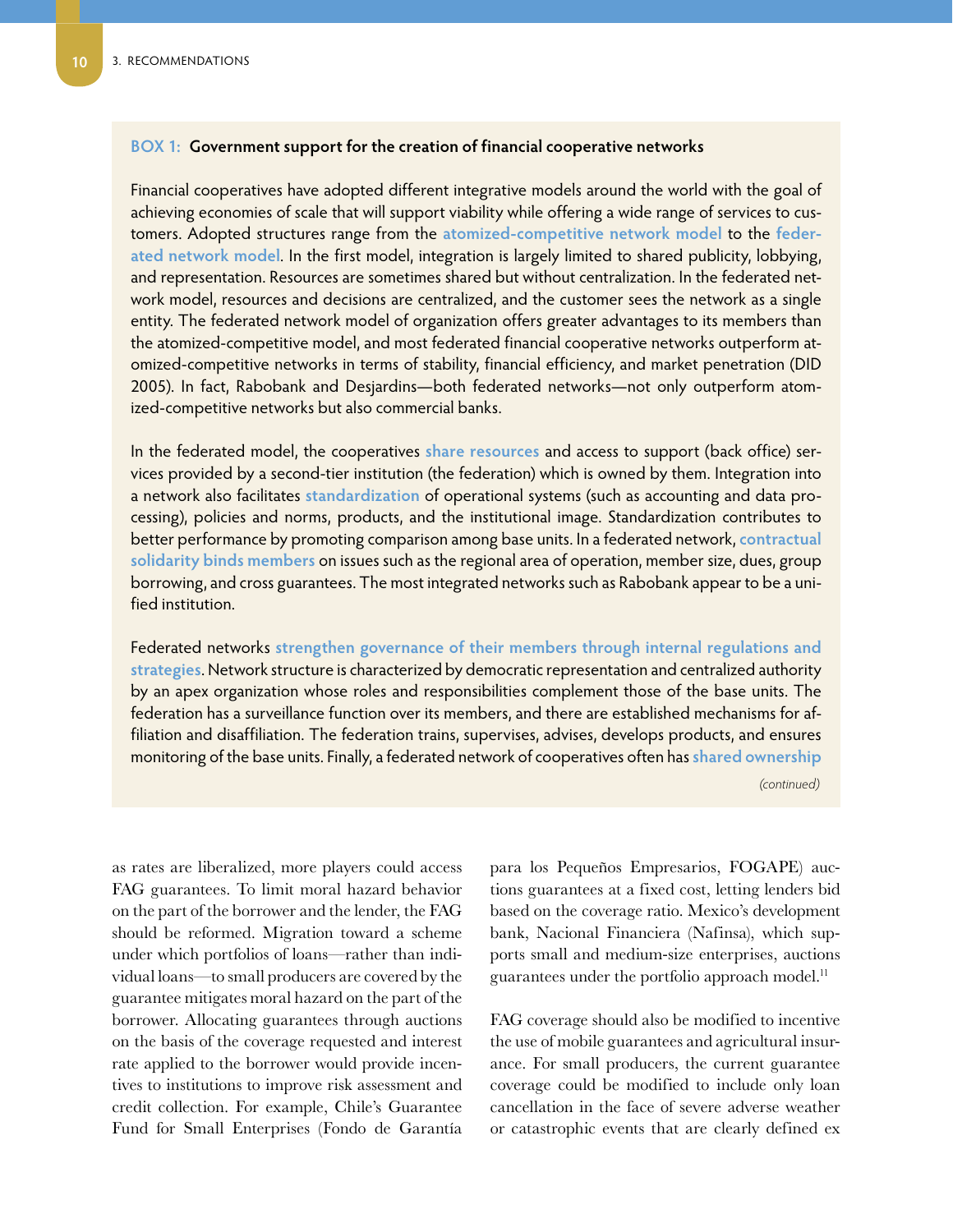**BOX 1: Government support for the creation of financial cooperative networks**

Financial cooperatives have adopted different integrative models around the world with the goal of achieving economies of scale that will support viability while offering a wide range of services to customers. Adopted structures range from the **atomized-competitive network model** to the **federated network model**. In the first model, integration is largely limited to shared publicity, lobbying, and representation. Resources are sometimes shared but without centralization. In the federated network model, resources and decisions are centralized, and the customer sees the network as a single entity. The federated network model of organization offers greater advantages to its members than the atomized-competitive model, and most federated financial cooperative networks outperform atomized-competitive networks in terms of stability, financial efficiency, and market penetration (DID 2005). In fact, Rabobank and Desjardins—both federated networks—not only outperform atomized-competitive networks but also commercial banks.

In the federated model, the cooperatives **share resources** and access to support (back office) services provided by a second-tier institution (the federation) which is owned by them. Integration into a network also facilitates **standardization** of operational systems (such as accounting and data processing), policies and norms, products, and the institutional image. Standardization contributes to better performance by promoting comparison among base units. In a federated network, **contractual solidarity binds members** on issues such as the regional area of operation, member size, dues, group borrowing, and cross guarantees. The most integrated networks such as Rabobank appear to be a unified institution.

Federated networks **strengthen governance of their members through internal regulations and strategies**. Network structure is characterized by democratic representation and centralized authority by an apex organization whose roles and responsibilities complement those of the base units. The federation has a surveillance function over its members, and there are established mechanisms for affiliation and disaffiliation. The federation trains, supervises, advises, develops products, and ensures monitoring of the base units. Finally, a federated network of cooperatives often has **shared ownership**

*(continued)*

as rates are liberalized, more players could access FAG guarantees. To limit moral hazard behavior on the part of the borrower and the lender, the FAG should be reformed. Migration toward a scheme under which portfolios of loans—rather than individual loans—to small producers are covered by the guarantee mitigates moral hazard on the part of the borrower. Allocating guarantees through auctions on the basis of the coverage requested and interest rate applied to the borrower would provide incentives to institutions to improve risk assessment and credit collection. For example, Chile's Guarantee Fund for Small Enterprises (Fondo de Garantía para los Pequeños Empresarios, FOGAPE) auctions guarantees at a fixed cost, letting lenders bid based on the coverage ratio. Mexico's development bank, Nacional Financiera (Nafinsa), which supports small and medium-size enterprises, auctions guarantees under the portfolio approach model.[11]

FAG coverage should also be modified to incentive the use of mobile guarantees and agricultural insurance. For small producers, the current guarantee coverage could be modified to include only loan cancellation in the face of severe adverse weather or catastrophic events that are clearly defined ex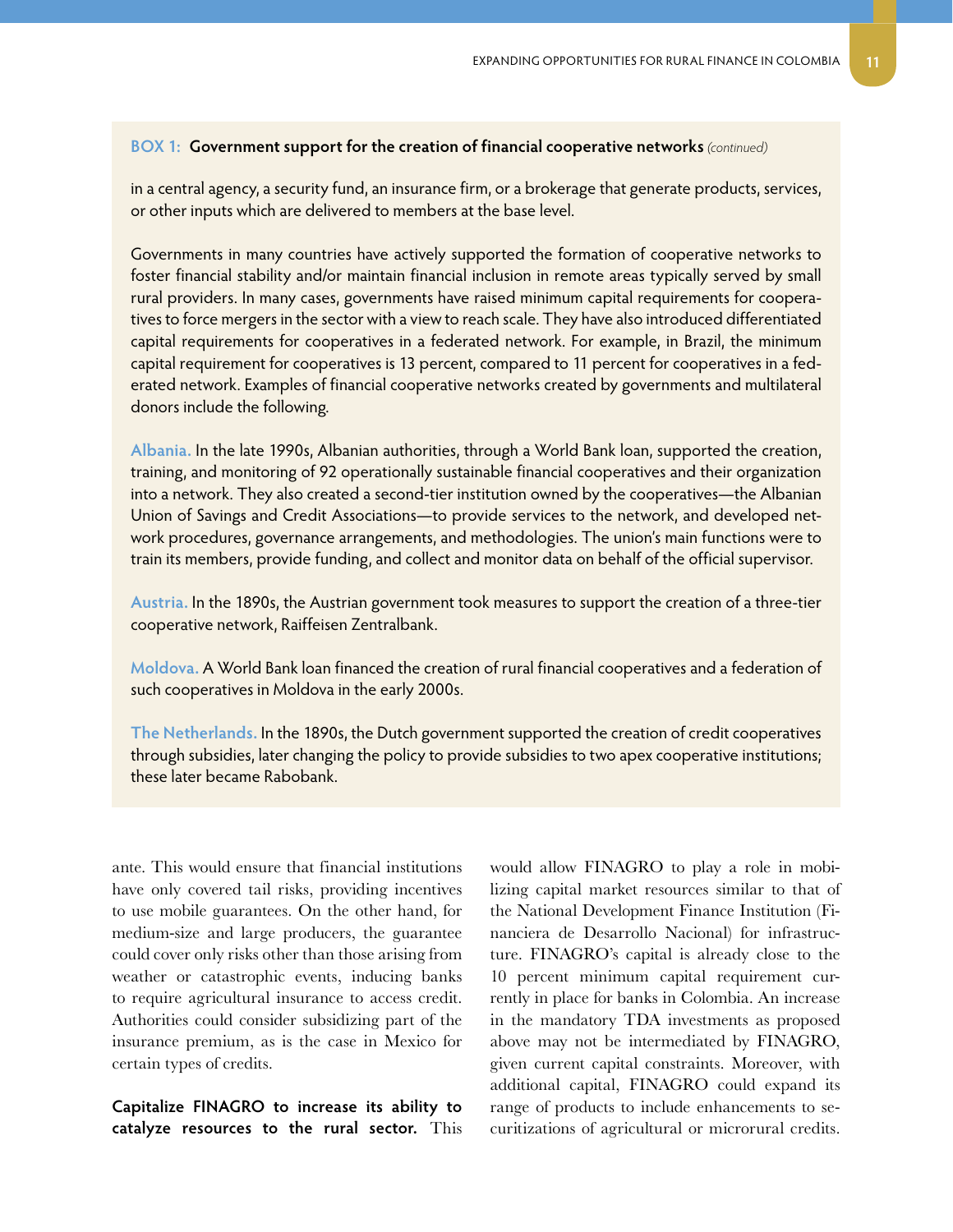**BOX 1: Government support for the creation of financial cooperative networks** *(continued)*

in a central agency, a security fund, an insurance firm, or a brokerage that generate products, services, or other inputs which are delivered to members at the base level.

Governments in many countries have actively supported the formation of cooperative networks to foster financial stability and/or maintain financial inclusion in remote areas typically served by small rural providers. In many cases, governments have raised minimum capital requirements for cooperatives to force mergers in the sector with a view to reach scale. They have also introduced differentiated capital requirements for cooperatives in a federated network. For example, in Brazil, the minimum capital requirement for cooperatives is 13 percent, compared to 11 percent for cooperatives in a federated network. Examples of financial cooperative networks created by governments and multilateral donors include the following.

**Albania.** In the late 1990s, Albanian authorities, through a World Bank loan, supported the creation, training, and monitoring of 92 operationally sustainable financial cooperatives and their organization into a network. They also created a second-tier institution owned by the cooperatives—the Albanian Union of Savings and Credit Associations—to provide services to the network, and developed network procedures, governance arrangements, and methodologies. The union's main functions were to train its members, provide funding, and collect and monitor data on behalf of the official supervisor.

**Austria.** In the 1890s, the Austrian government took measures to support the creation of a three-tier cooperative network, Raiffeisen Zentralbank.

**Moldova.** A World Bank loan financed the creation of rural financial cooperatives and a federation of such cooperatives in Moldova in the early 2000s.

**The Netherlands.** In the 1890s, the Dutch government supported the creation of credit cooperatives through subsidies, later changing the policy to provide subsidies to two apex cooperative institutions; these later became Rabobank.

ante. This would ensure that financial institutions have only covered tail risks, providing incentives to use mobile guarantees. On the other hand, for medium-size and large producers, the guarantee could cover only risks other than those arising from weather or catastrophic events, inducing banks to require agricultural insurance to access credit. Authorities could consider subsidizing part of the insurance premium, as is the case in Mexico for certain types of credits.

**Capitalize FINAGRO to increase its ability to catalyze resources to the rural sector.** This would allow FINAGRO to play a role in mobilizing capital market resources similar to that of the National Development Finance Institution (Financiera de Desarrollo Nacional) for infrastructure. FINAGRO's capital is already close to the 10 percent minimum capital requirement currently in place for banks in Colombia. An increase in the mandatory TDA investments as proposed above may not be intermediated by FINAGRO, given current capital constraints. Moreover, with additional capital, FINAGRO could expand its range of products to include enhancements to securitizations of agricultural or microrural credits.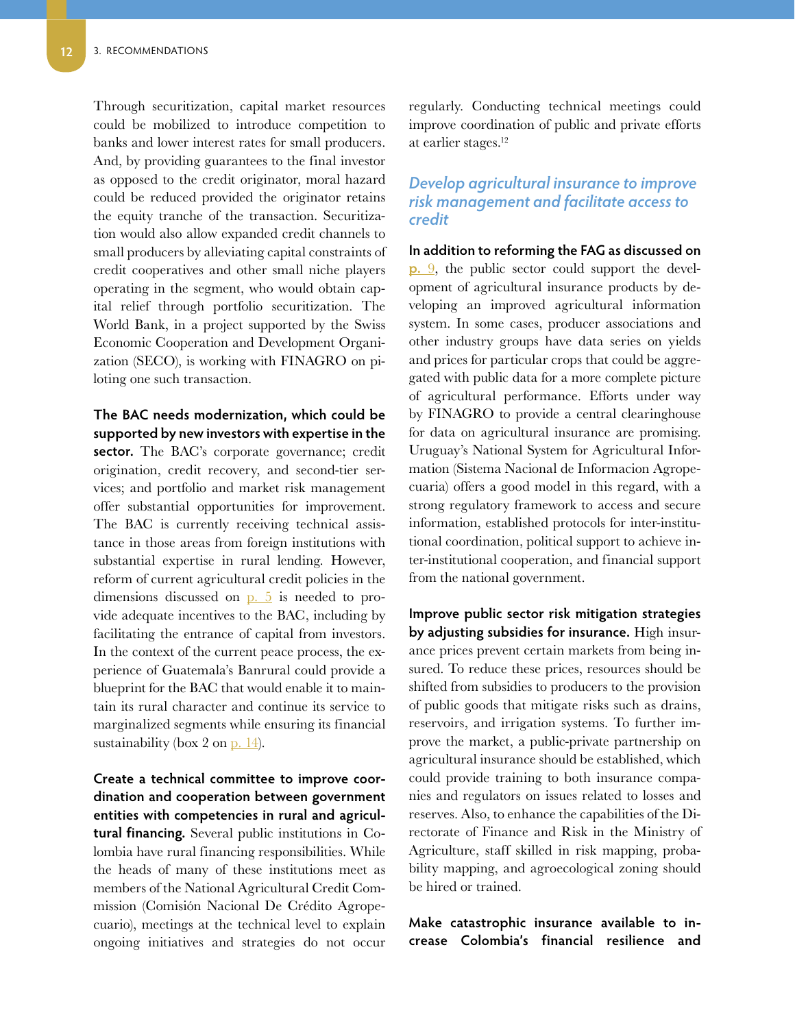Through securitization, capital market resources could be mobilized to introduce competition to banks and lower interest rates for small producers. And, by providing guarantees to the final investor as opposed to the credit originator, moral hazard could be reduced provided the originator retains the equity tranche of the transaction. Securitization would also allow expanded credit channels to small producers by alleviating capital constraints of credit cooperatives and other small niche players operating in the segment, who would obtain capital relief through portfolio securitization. The World Bank, in a project supported by the Swiss Economic Cooperation and Development Organization (SECO), is working with FINAGRO on piloting one such transaction.

**The BAC needs modernization, which could be supported by new investors with expertise in the sector.** The BAC's corporate governance; credit origination, credit recovery, and second-tier services; and portfolio and market risk management offer substantial opportunities for improvement. The BAC is currently receiving technical assistance in those areas from foreign institutions with substantial expertise in rural lending. However, reform of current agricultural credit policies in the dimensions discussed on p. 5 is needed to provide adequate incentives to the BAC, including by facilitating the entrance of capital from investors. In the context of the current peace process, the experience of Guatemala's Banrural could provide a blueprint for the BAC that would enable it to maintain its rural character and continue its service to marginalized segments while ensuring its financial sustainability (box 2 on p. 14).

**Create a technical committee to improve coordination and cooperation between government entities with competencies in rural and agricultural financing.** Several public institutions in Colombia have rural financing responsibilities. While the heads of many of these institutions meet as members of the National Agricultural Credit Commission (Comisión Nacional De Crédito Agropecuario), meetings at the technical level to explain ongoing initiatives and strategies do not occur regularly. Conducting technical meetings could improve coordination of public and private efforts at earlier stages.[12]

### *Develop agricultural insurance to improve risk management and facilitate access to credit*

**In addition to reforming the FAG as discussed on p. 9**, the public sector could support the development of agricultural insurance products by developing an improved agricultural information system. In some cases, producer associations and other industry groups have data series on yields and prices for particular crops that could be aggregated with public data for a more complete picture of agricultural performance. Efforts under way by FINAGRO to provide a central clearinghouse for data on agricultural insurance are promising. Uruguay's National System for Agricultural Information (Sistema Nacional de Informacion Agropecuaria) offers a good model in this regard, with a strong regulatory framework to access and secure information, established protocols for inter-institutional coordination, political support to achieve inter-institutional cooperation, and financial support from the national government.

**Improve public sector risk mitigation strategies by adjusting subsidies for insurance.** High insurance prices prevent certain markets from being insured. To reduce these prices, resources should be shifted from subsidies to producers to the provision of public goods that mitigate risks such as drains, reservoirs, and irrigation systems. To further improve the market, a public-private partnership on agricultural insurance should be established, which could provide training to both insurance companies and regulators on issues related to losses and reserves. Also, to enhance the capabilities of the Directorate of Finance and Risk in the Ministry of Agriculture, staff skilled in risk mapping, probability mapping, and agroecological zoning should be hired or trained.

**Make catastrophic insurance available to increase Colombia's financial resilience and**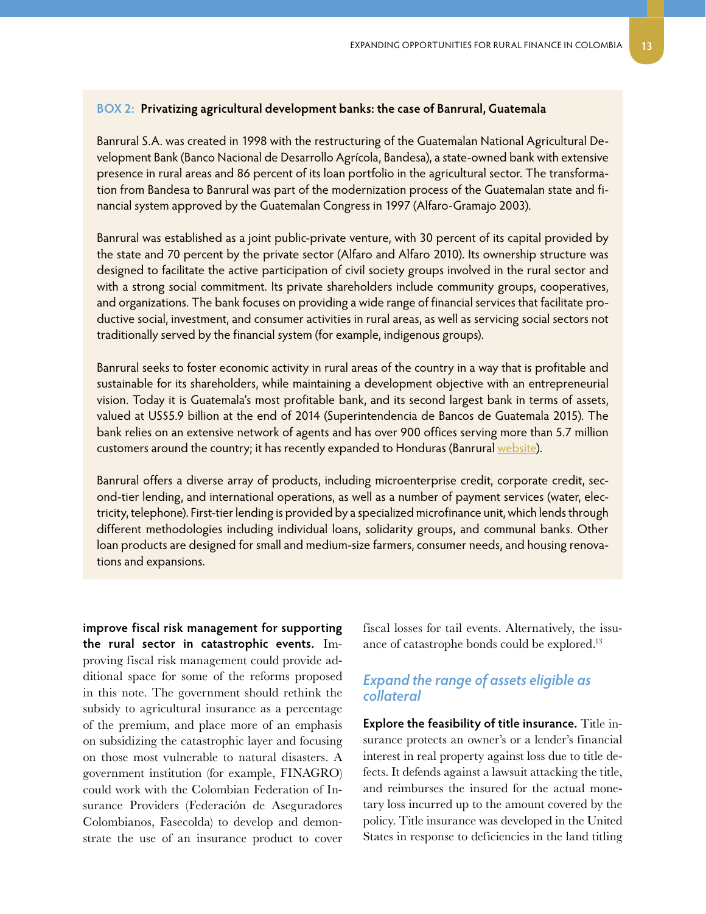**BOX 2: Privatizing agricultural development banks: the case of Banrural, Guatemala**

Banrural S.A. was created in 1998 with the restructuring of the Guatemalan National Agricultural Development Bank (Banco Nacional de Desarrollo Agrícola, Bandesa), a state-owned bank with extensive presence in rural areas and 86 percent of its loan portfolio in the agricultural sector. The transformation from Bandesa to Banrural was part of the modernization process of the Guatemalan state and financial system approved by the Guatemalan Congress in 1997 (Alfaro-Gramajo 2003).

Banrural was established as a joint public-private venture, with 30 percent of its capital provided by the state and 70 percent by the private sector (Alfaro and Alfaro 2010). Its ownership structure was designed to facilitate the active participation of civil society groups involved in the rural sector and with a strong social commitment. Its private shareholders include community groups, cooperatives, and organizations. The bank focuses on providing a wide range of financial services that facilitate productive social, investment, and consumer activities in rural areas, as well as servicing social sectors not traditionally served by the financial system (for example, indigenous groups).

Banrural seeks to foster economic activity in rural areas of the country in a way that is profitable and sustainable for its shareholders, while maintaining a development objective with an entrepreneurial vision. Today it is Guatemala's most profitable bank, and its second largest bank in terms of assets, valued at US$5.9 billion at the end of 2014 (Superintendencia de Bancos de Guatemala 2015). The bank relies on an extensive network of agents and has over 900 offices serving more than 5.7 million customers around the country; it has recently expanded to Honduras (Banrural website).

Banrural offers a diverse array of products, including microenterprise credit, corporate credit, second-tier lending, and international operations, as well as a number of payment services (water, electricity, telephone). First-tier lending is provided by a specialized microfinance unit, which lends through different methodologies including individual loans, solidarity groups, and communal banks. Other loan products are designed for small and medium-size farmers, consumer needs, and housing renovations and expansions.

**improve fiscal risk management for supporting the rural sector in catastrophic events.** Improving fiscal risk management could provide additional space for some of the reforms proposed in this note. The government should rethink the subsidy to agricultural insurance as a percentage of the premium, and place more of an emphasis on subsidizing the catastrophic layer and focusing on those most vulnerable to natural disasters. A government institution (for example, FINAGRO) could work with the Colombian Federation of Insurance Providers (Federación de Aseguradores Colombianos, Fasecolda) to develop and demonstrate the use of an insurance product to cover fiscal losses for tail events. Alternatively, the issuance of catastrophe bonds could be explored.[13]

### *Expand the range of assets eligible as collateral*

**Explore the feasibility of title insurance.** Title insurance protects an owner's or a lender's financial interest in real property against loss due to title defects. It defends against a lawsuit attacking the title, and reimburses the insured for the actual monetary loss incurred up to the amount covered by the policy. Title insurance was developed in the United States in response to deficiencies in the land titling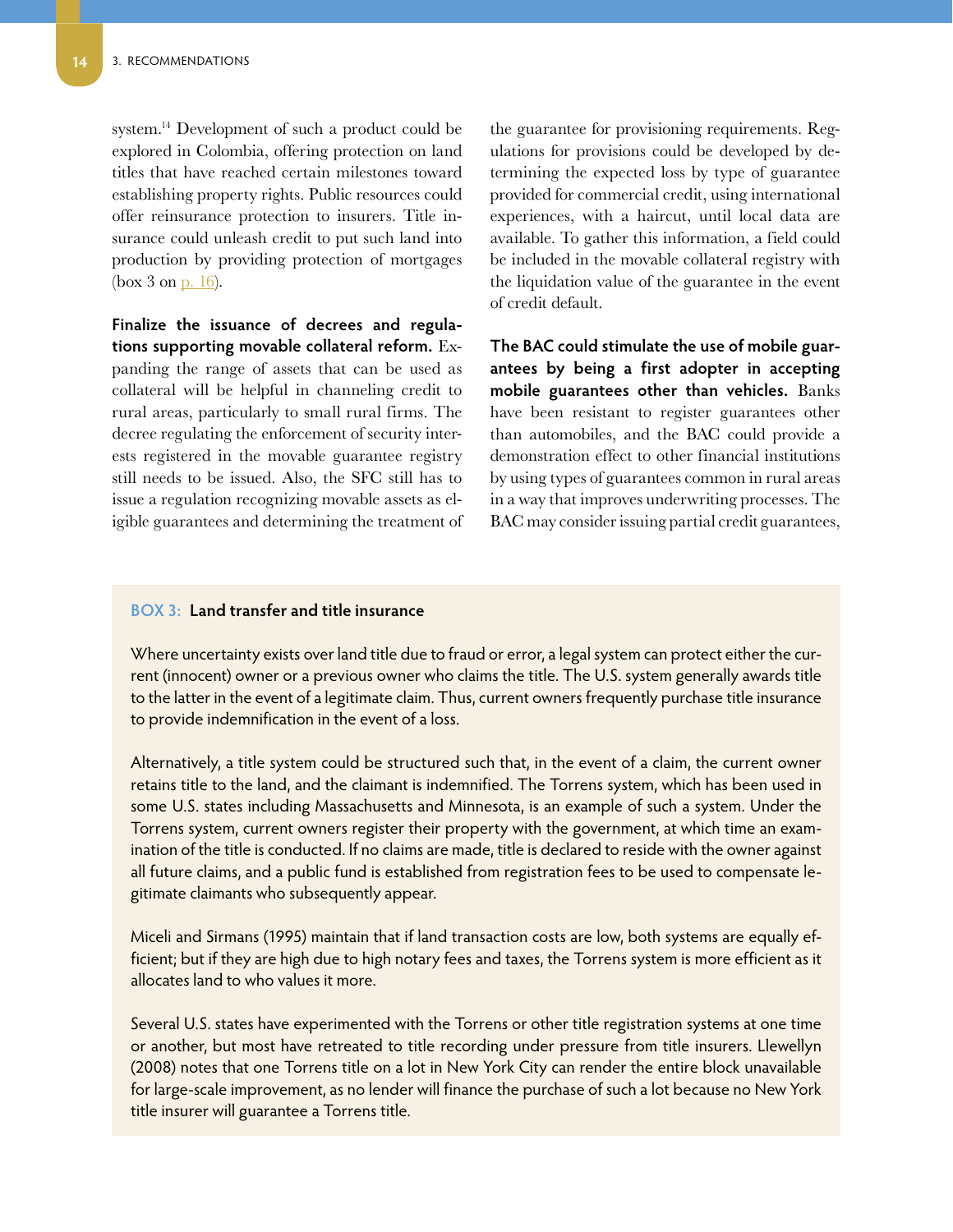system.[14] Development of such a product could be explored in Colombia, offering protection on land titles that have reached certain milestones toward establishing property rights. Public resources could offer reinsurance protection to insurers. Title insurance could unleash credit to put such land into production by providing protection of mortgages (box 3 on p. 16).

**Finalize the issuance of decrees and regulations supporting movable collateral reform.** Expanding the range of assets that can be used as collateral will be helpful in channeling credit to rural areas, particularly to small rural firms. The decree regulating the enforcement of security interests registered in the movable guarantee registry still needs to be issued. Also, the SFC still has to issue a regulation recognizing movable assets as eligible guarantees and determining the treatment of the guarantee for provisioning requirements. Regulations for provisions could be developed by determining the expected loss by type of guarantee provided for commercial credit, using international experiences, with a haircut, until local data are available. To gather this information, a field could be included in the movable collateral registry with the liquidation value of the guarantee in the event of credit default.

**The BAC could stimulate the use of mobile guarantees by being a first adopter in accepting mobile guarantees other than vehicles.** Banks have been resistant to register guarantees other than automobiles, and the BAC could provide a demonstration effect to other financial institutions by using types of guarantees common in rural areas in a way that improves underwriting processes. The BAC may consider issuing partial credit guarantees,

> **BOX 3: Land transfer and title insurance**
>
> Where uncertainty exists over land title due to fraud or error, a legal system can protect either the current (innocent) owner or a previous owner who claims the title. The U.S. system generally awards title to the latter in the event of a legitimate claim. Thus, current owners frequently purchase title insurance to provide indemnification in the event of a loss.
>
> Alternatively, a title system could be structured such that, in the event of a claim, the current owner retains title to the land, and the claimant is indemnified. The Torrens system, which has been used in some U.S. states including Massachusetts and Minnesota, is an example of such a system. Under the Torrens system, current owners register their property with the government, at which time an examination of the title is conducted. If no claims are made, title is declared to reside with the owner against all future claims, and a public fund is established from registration fees to be used to compensate legitimate claimants who subsequently appear.
>
> Miceli and Sirmans (1995) maintain that if land transaction costs are low, both systems are equally efficient; but if they are high due to high notary fees and taxes, the Torrens system is more efficient as it allocates land to who values it more.
>
> Several U.S. states have experimented with the Torrens or other title registration systems at one time or another, but most have retreated to title recording under pressure from title insurers. Llewellyn (2008) notes that one Torrens title on a lot in New York City can render the entire block unavailable for large-scale improvement, as no lender will finance the purchase of such a lot because no New York title insurer will guarantee a Torrens title.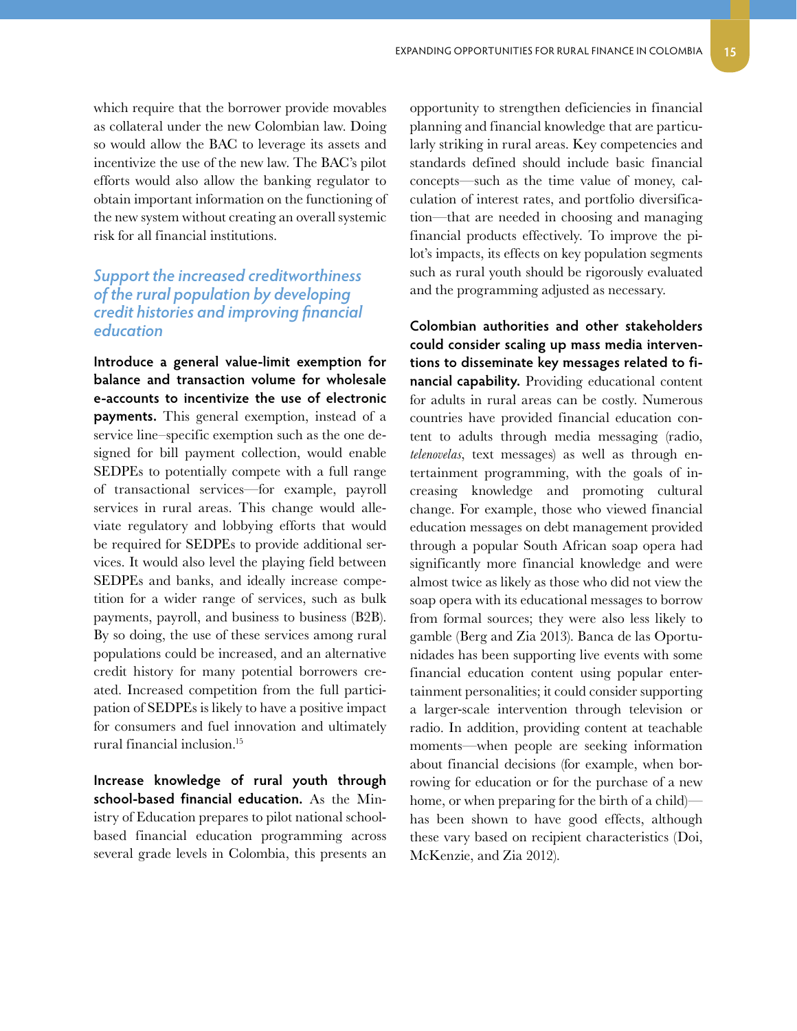which require that the borrower provide movables as collateral under the new Colombian law. Doing so would allow the BAC to leverage its assets and incentivize the use of the new law. The BAC's pilot efforts would also allow the banking regulator to obtain important information on the functioning of the new system without creating an overall systemic risk for all financial institutions.

### *Support the increased creditworthiness of the rural population by developing credit histories and improving financial education*

**Introduce a general value-limit exemption for balance and transaction volume for wholesale e-accounts to incentivize the use of electronic payments.** This general exemption, instead of a service line–specific exemption such as the one designed for bill payment collection, would enable SEDPEs to potentially compete with a full range of transactional services—for example, payroll services in rural areas. This change would alleviate regulatory and lobbying efforts that would be required for SEDPEs to provide additional services. It would also level the playing field between SEDPEs and banks, and ideally increase competition for a wider range of services, such as bulk payments, payroll, and business to business (B2B). By so doing, the use of these services among rural populations could be increased, and an alternative credit history for many potential borrowers created. Increased competition from the full participation of SEDPEs is likely to have a positive impact for consumers and fuel innovation and ultimately rural financial inclusion.[15]

**Increase knowledge of rural youth through school-based financial education.** As the Ministry of Education prepares to pilot national school-based financial education programming across several grade levels in Colombia, this presents an opportunity to strengthen deficiencies in financial planning and financial knowledge that are particularly striking in rural areas. Key competencies and standards defined should include basic financial concepts—such as the time value of money, calculation of interest rates, and portfolio diversification—that are needed in choosing and managing financial products effectively. To improve the pilot's impacts, its effects on key population segments such as rural youth should be rigorously evaluated and the programming adjusted as necessary.

**Colombian authorities and other stakeholders could consider scaling up mass media interventions to disseminate key messages related to financial capability.** Providing educational content for adults in rural areas can be costly. Numerous countries have provided financial education content to adults through media messaging (radio, *telenovelas*, text messages) as well as through entertainment programming, with the goals of increasing knowledge and promoting cultural change. For example, those who viewed financial education messages on debt management provided through a popular South African soap opera had significantly more financial knowledge and were almost twice as likely as those who did not view the soap opera with its educational messages to borrow from formal sources; they were also less likely to gamble (Berg and Zia 2013). Banca de las Oportunidades has been supporting live events with some financial education content using popular entertainment personalities; it could consider supporting a larger-scale intervention through television or radio. In addition, providing content at teachable moments—when people are seeking information about financial decisions (for example, when borrowing for education or for the purchase of a new home, or when preparing for the birth of a child)—has been shown to have good effects, although these vary based on recipient characteristics (Doi, McKenzie, and Zia 2012).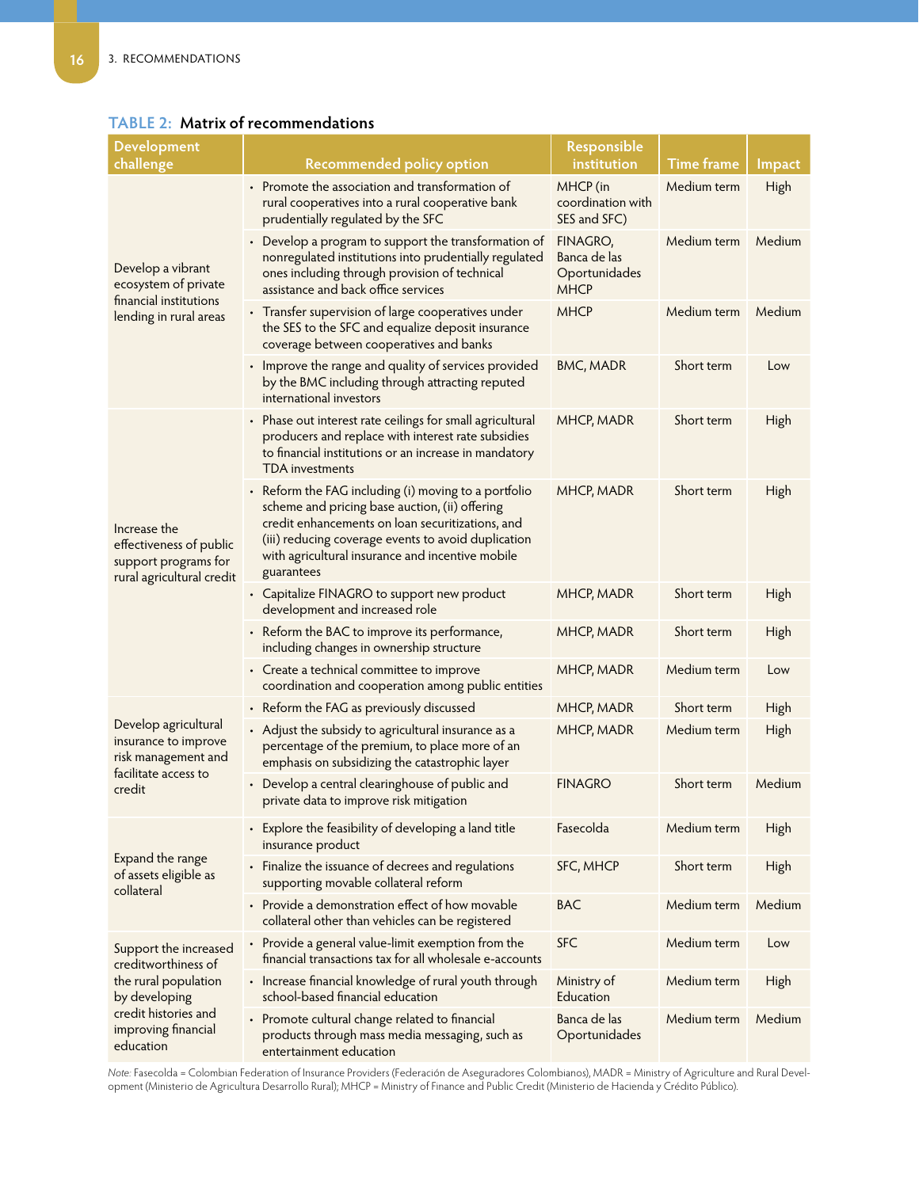**TABLE 2: Matrix of recommendations**

| Development challenge | Recommended policy option | Responsible institution | Time frame | Impact |
|---|---|---|---|---|
| Develop a vibrant ecosystem of private financial institutions lending in rural areas | • Promote the association and transformation of rural cooperatives into a rural cooperative bank prudentially regulated by the SFC | MHCP (in coordination with SES and SFC) | Medium term | High |
| | • Develop a program to support the transformation of nonregulated institutions into prudentially regulated ones including through provision of technical assistance and back office services | FINAGRO, Banca de las Oportunidades MHCP | Medium term | Medium |
| | • Transfer supervision of large cooperatives under the SES to the SFC and equalize deposit insurance coverage between cooperatives and banks | MHCP | Medium term | Medium |
| | • Improve the range and quality of services provided by the BMC including through attracting reputed international investors | BMC, MADR | Short term | Low |
| Increase the effectiveness of public support programs for rural agricultural credit | • Phase out interest rate ceilings for small agricultural producers and replace with interest rate subsidies to financial institutions or an increase in mandatory TDA investments | MHCP, MADR | Short term | High |
| | • Reform the FAG including (i) moving to a portfolio scheme and pricing base auction, (ii) offering credit enhancements on loan securitizations, and (iii) reducing coverage events to avoid duplication with agricultural insurance and incentive mobile guarantees | MHCP, MADR | Short term | High |
| | • Capitalize FINAGRO to support new product development and increased role | MHCP, MADR | Short term | High |
| | • Reform the BAC to improve its performance, including changes in ownership structure | MHCP, MADR | Short term | High |
| | • Create a technical committee to improve coordination and cooperation among public entities | MHCP, MADR | Medium term | Low |
| Develop agricultural insurance to improve risk management and facilitate access to credit | • Reform the FAG as previously discussed | MHCP, MADR | Short term | High |
| | • Adjust the subsidy to agricultural insurance as a percentage of the premium, to place more of an emphasis on subsidizing the catastrophic layer | MHCP, MADR | Medium term | High |
| | • Develop a central clearinghouse of public and private data to improve risk mitigation | FINAGRO | Short term | Medium |
| Expand the range of assets eligible as collateral | • Explore the feasibility of developing a land title insurance product | Fasecolda | Medium term | High |
| | • Finalize the issuance of decrees and regulations supporting movable collateral reform | SFC, MHCP | Short term | High |
| | • Provide a demonstration effect of how movable collateral other than vehicles can be registered | BAC | Medium term | Medium |
| Support the increased creditworthiness of the rural population by developing credit histories and improving financial education | • Provide a general value-limit exemption from the financial transactions tax for all wholesale e-accounts | SFC | Medium term | Low |
| | • Increase financial knowledge of rural youth through school-based financial education | Ministry of Education | Medium term | High |
| | • Promote cultural change related to financial products through mass media messaging, such as entertainment education | Banca de las Oportunidades | Medium term | Medium |

*Note:* Fasecolda = Colombian Federation of Insurance Providers (Federación de Aseguradores Colombianos), MADR = Ministry of Agriculture and Rural Development (Ministerio de Agricultura Desarrollo Rural); MHCP = Ministry of Finance and Public Credit (Ministerio de Hacienda y Crédito Público).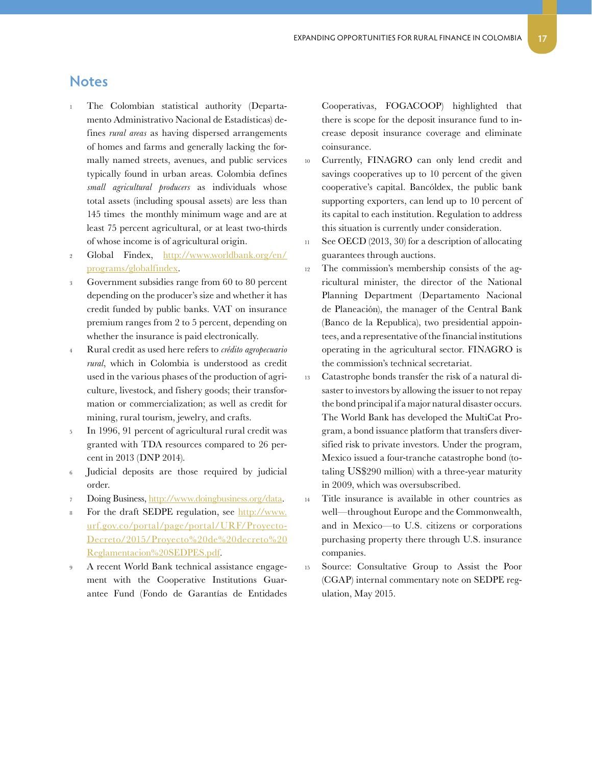## Notes

1. The Colombian statistical authority (Departamento Administrativo Nacional de Estadísticas) defines *rural areas* as having dispersed arrangements of homes and farms and generally lacking the formally named streets, avenues, and public services typically found in urban areas. Colombia defines *small agricultural producers* as individuals whose total assets (including spousal assets) are less than 145 times the monthly minimum wage and are at least 75 percent agricultural, or at least two-thirds of whose income is of agricultural origin.
2. Global Findex, http://www.worldbank.org/en/programs/globalfindex.
3. Government subsidies range from 60 to 80 percent depending on the producer's size and whether it has credit funded by public banks. VAT on insurance premium ranges from 2 to 5 percent, depending on whether the insurance is paid electronically.
4. Rural credit as used here refers to *crédito agropecuario rural*, which in Colombia is understood as credit used in the various phases of the production of agriculture, livestock, and fishery goods; their transformation or commercialization; as well as credit for mining, rural tourism, jewelry, and crafts.
5. In 1996, 91 percent of agricultural rural credit was granted with TDA resources compared to 26 percent in 2013 (DNP 2014).
6. Judicial deposits are those required by judicial order.
7. Doing Business, http://www.doingbusiness.org/data.
8. For the draft SEDPE regulation, see http://www.urf.gov.co/portal/page/portal/URF/Proyecto-Decreto/2015/Proyecto%20de%20decreto%20Reglamentacion%20SEDPES.pdf.
9. A recent World Bank technical assistance engagement with the Cooperative Institutions Guarantee Fund (Fondo de Garantías de Entidades Cooperativas, FOGACOOP) highlighted that there is scope for the deposit insurance fund to increase deposit insurance coverage and eliminate coinsurance.
10. Currently, FINAGRO can only lend credit and savings cooperatives up to 10 percent of the given cooperative's capital. Bancóldex, the public bank supporting exporters, can lend up to 10 percent of its capital to each institution. Regulation to address this situation is currently under consideration.
11. See OECD (2013, 30) for a description of allocating guarantees through auctions.
12. The commission's membership consists of the agricultural minister, the director of the National Planning Department (Departamento Nacional de Planeación), the manager of the Central Bank (Banco de la Republica), two presidential appointees, and a representative of the financial institutions operating in the agricultural sector. FINAGRO is the commission's technical secretariat.
13. Catastrophe bonds transfer the risk of a natural disaster to investors by allowing the issuer to not repay the bond principal if a major natural disaster occurs. The World Bank has developed the MultiCat Program, a bond issuance platform that transfers diversified risk to private investors. Under the program, Mexico issued a four-tranche catastrophe bond (totaling US$290 million) with a three-year maturity in 2009, which was oversubscribed.
14. Title insurance is available in other countries as well—throughout Europe and the Commonwealth, and in Mexico—to U.S. citizens or corporations purchasing property there through U.S. insurance companies.
15. Source: Consultative Group to Assist the Poor (CGAP) internal commentary note on SEDPE regulation, May 2015.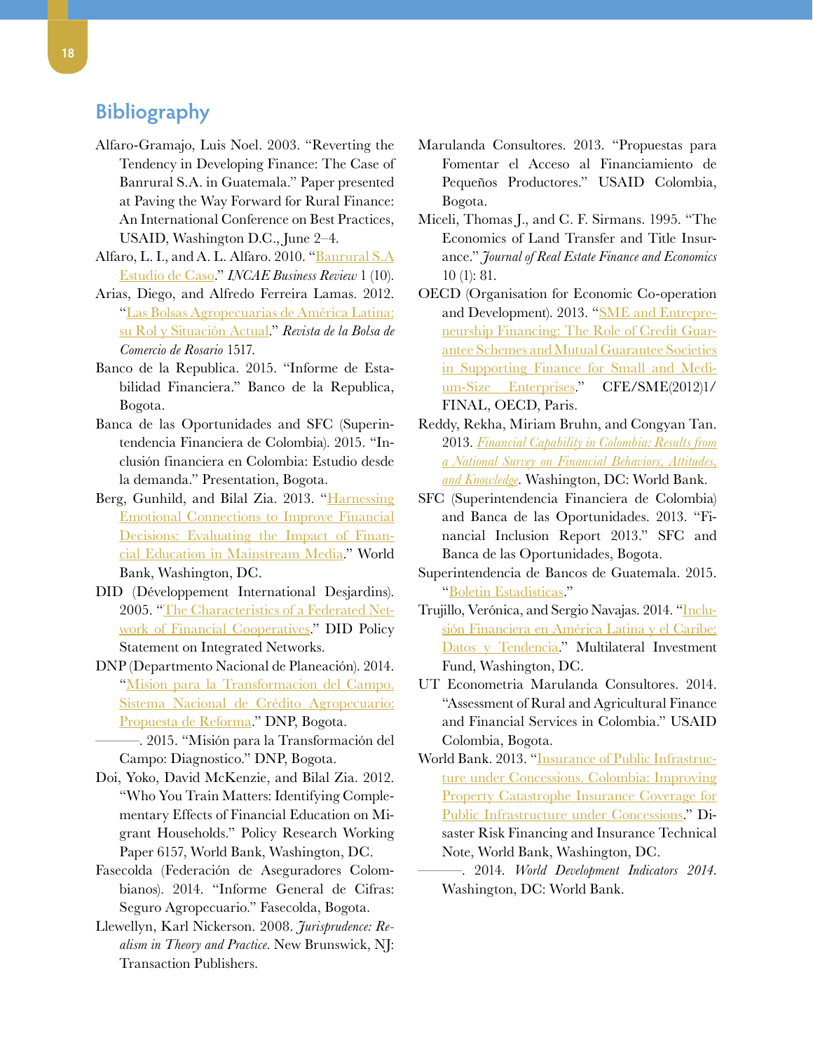## Bibliography

Alfaro-Gramajo, Luis Noel. 2003. "Reverting the Tendency in Developing Finance: The Case of Banrural S.A. in Guatemala." Paper presented at Paving the Way Forward for Rural Finance: An International Conference on Best Practices, USAID, Washington D.C., June 2–4.

Alfaro, L. I., and A. L. Alfaro. 2010. "Banrural S.A Estudio de Caso." *INCAE Business Review* 1 (10).

Arias, Diego, and Alfredo Ferreira Lamas. 2012. "Las Bolsas Agropecuarias de América Latina: su Rol y Situación Actual." *Revista de la Bolsa de Comercio de Rosario* 1517.

Banco de la Republica. 2015. "Informe de Estabilidad Financiera." Banco de la Republica, Bogota.

Banca de las Oportunidades and SFC (Superintendencia Financiera de Colombia). 2015. "Inclusión financiera en Colombia: Estudio desde la demanda." Presentation, Bogota.

Berg, Gunhild, and Bilal Zia. 2013. "Harnessing Emotional Connections to Improve Financial Decisions: Evaluating the Impact of Financial Education in Mainstream Media." World Bank, Washington, DC.

DID (Développement International Desjardins). 2005. "The Characteristics of a Federated Network of Financial Cooperatives." DID Policy Statement on Integrated Networks.

DNP (Departmento Nacional de Planeación). 2014. "Mision para la Transformacion del Campo. Sistema Nacional de Crédito Agropecuario: Propuesta de Reforma." DNP, Bogota.

———. 2015. "Misión para la Transformación del Campo: Diagnostico." DNP, Bogota.

Doi, Yoko, David McKenzie, and Bilal Zia. 2012. "Who You Train Matters: Identifying Complementary Effects of Financial Education on Migrant Households." Policy Research Working Paper 6157, World Bank, Washington, DC.

Fasecolda (Federación de Aseguradores Colombianos). 2014. "Informe General de Cifras: Seguro Agropecuario." Fasecolda, Bogota.

Llewellyn, Karl Nickerson. 2008. *Jurisprudence: Realism in Theory and Practice.* New Brunswick, NJ: Transaction Publishers.

Marulanda Consultores. 2013. "Propuestas para Fomentar el Acceso al Financiamiento de Pequeños Productores." USAID Colombia, Bogota.

Miceli, Thomas J., and C. F. Sirmans. 1995. "The Economics of Land Transfer and Title Insurance." *Journal of Real Estate Finance and Economics* 10 (1): 81.

OECD (Organisation for Economic Co-operation and Development). 2013. "SME and Entrepreneurship Financing: The Role of Credit Guarantee Schemes and Mutual Guarantee Societies in Supporting Finance for Small and Medium-Size Enterprises." CFE/SME(2012)1/FINAL, OECD, Paris.

Reddy, Rekha, Miriam Bruhn, and Congyan Tan. 2013. *Financial Capability in Colombia: Results from a National Survey on Financial Behaviors, Attitudes, and Knowledge*. Washington, DC: World Bank.

SFC (Superintendencia Financiera de Colombia) and Banca de las Oportunidades. 2013. "Financial Inclusion Report 2013." SFC and Banca de las Oportunidades, Bogota.

Superintendencia de Bancos de Guatemala. 2015. "Boletin Estadisticas."

Trujillo, Verónica, and Sergio Navajas. 2014. "Inclusión Financiera en América Latina y el Caribe: Datos y Tendencia." Multilateral Investment Fund, Washington, DC.

UT Econometria Marulanda Consultores. 2014. "Assessment of Rural and Agricultural Finance and Financial Services in Colombia." USAID Colombia, Bogota.

World Bank. 2013. "Insurance of Public Infrastructure under Concessions. Colombia: Improving Property Catastrophe Insurance Coverage for Public Infrastructure under Concessions." Disaster Risk Financing and Insurance Technical Note, World Bank, Washington, DC.

———. 2014. *World Development Indicators 2014.* Washington, DC: World Bank.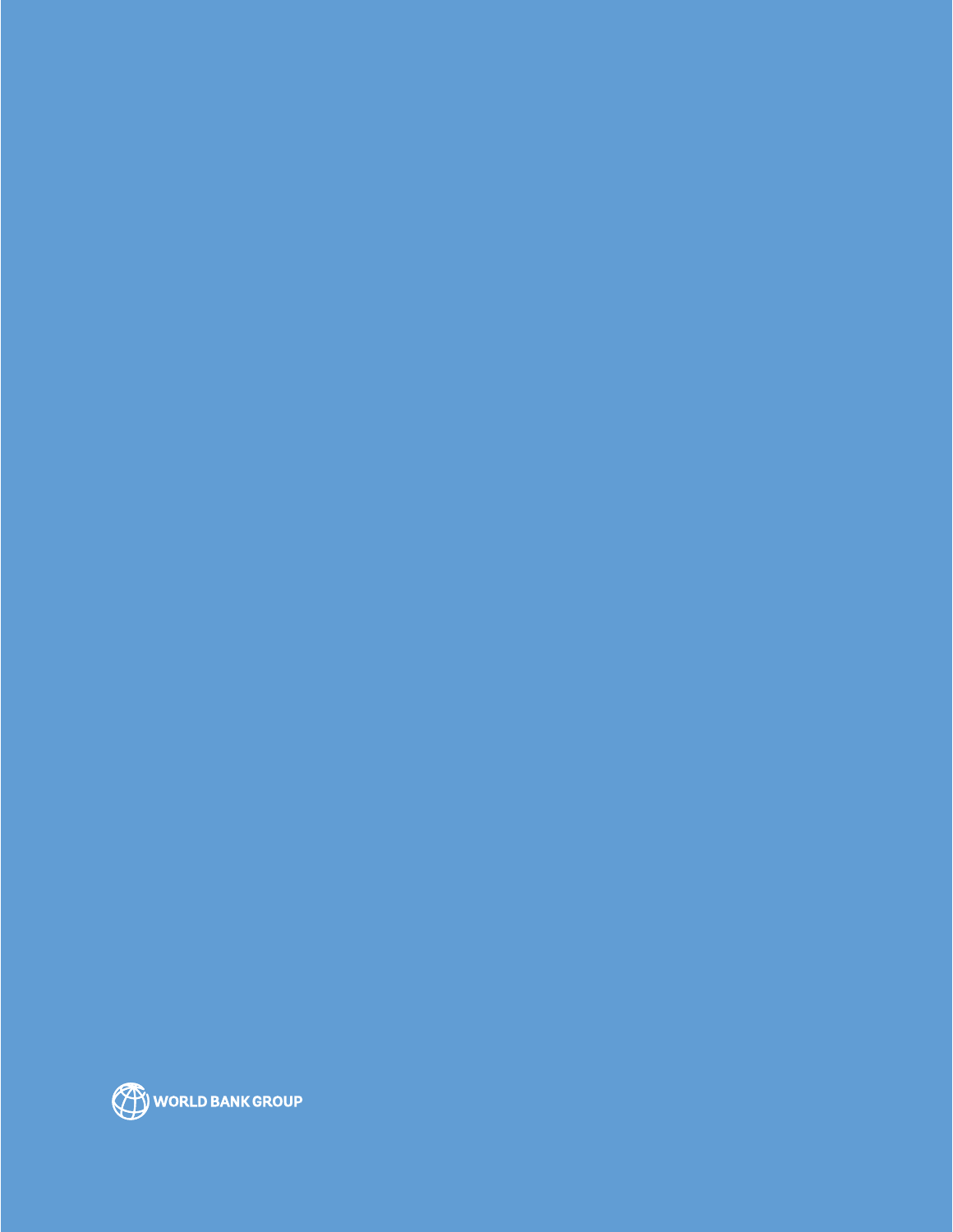WORLD BANK GROUP